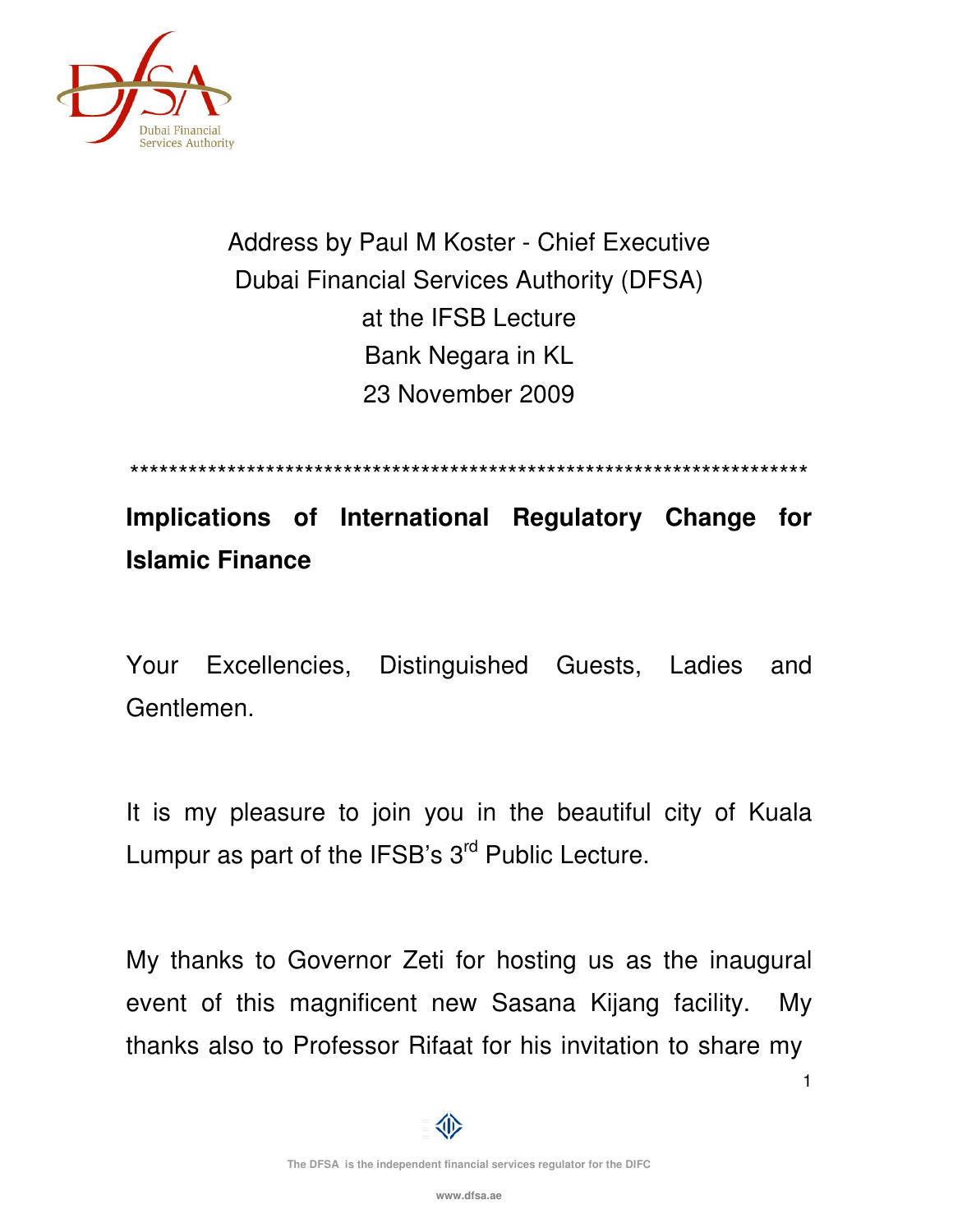Address by Paul M Koster - Chief Executive
Dubai Financial Services Authority (DFSA)
at the IFSB Lecture
Bank Negara in KL
23 November 2009

*************************************************************************

## Implications of International Regulatory Change for Islamic Finance

Your Excellencies, Distinguished Guests, Ladies and Gentlemen.

It is my pleasure to join you in the beautiful city of Kuala Lumpur as part of the IFSB's 3rd Public Lecture.

My thanks to Governor Zeti for hosting us as the inaugural event of this magnificent new Sasana Kijang facility. My thanks also to Professor Rifaat for his invitation to share my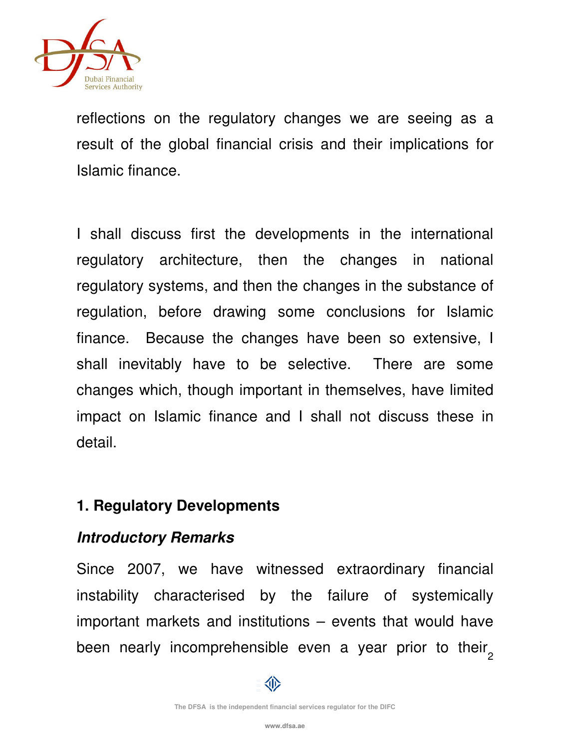reflections on the regulatory changes we are seeing as a result of the global financial crisis and their implications for Islamic finance.

I shall discuss first the developments in the international regulatory architecture, then the changes in national regulatory systems, and then the changes in the substance of regulation, before drawing some conclusions for Islamic finance. Because the changes have been so extensive, I shall inevitably have to be selective. There are some changes which, though important in themselves, have limited impact on Islamic finance and I shall not discuss these in detail.

## 1. Regulatory Developments

### *Introductory Remarks*

Since 2007, we have witnessed extraordinary financial instability characterised by the failure of systemically important markets and institutions – events that would have been nearly incomprehensible even a year prior to their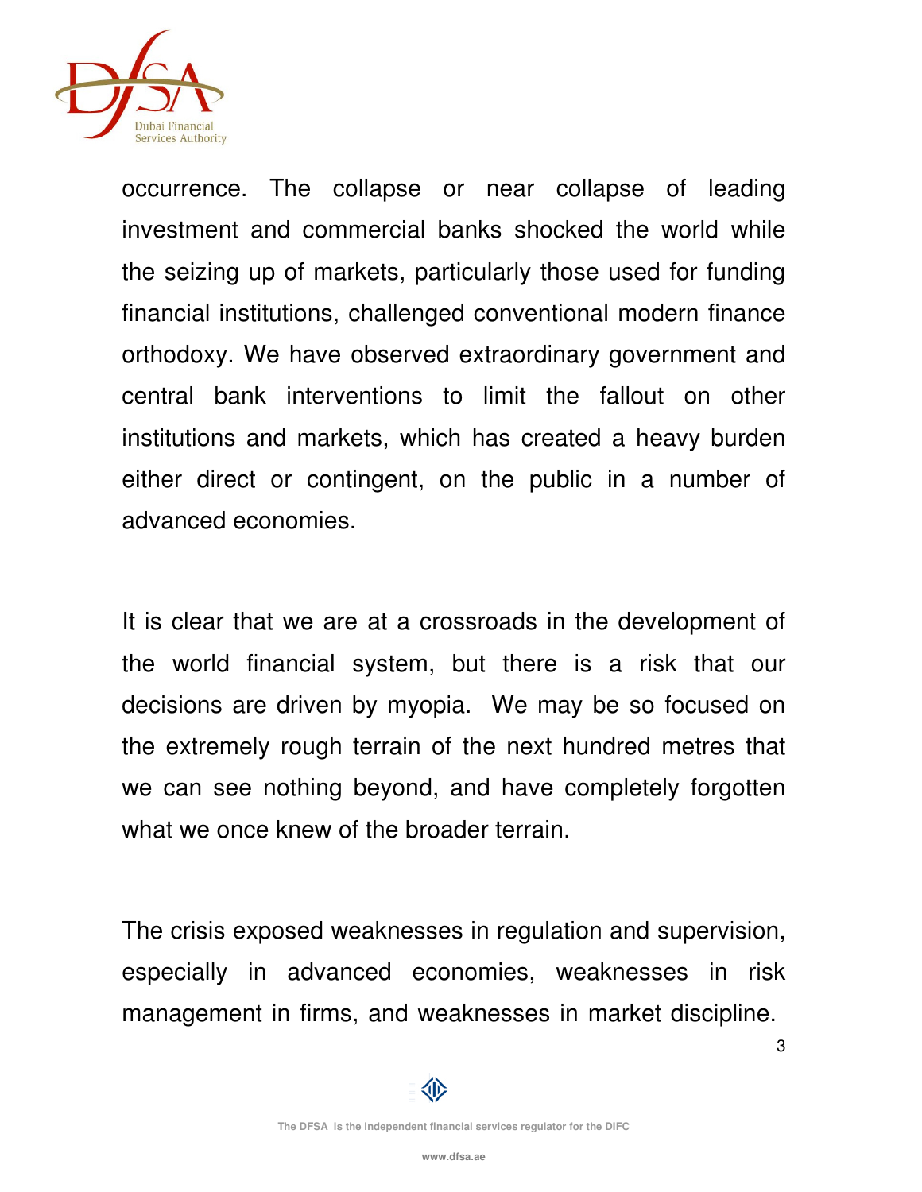occurrence. The collapse or near collapse of leading investment and commercial banks shocked the world while the seizing up of markets, particularly those used for funding financial institutions, challenged conventional modern finance orthodoxy. We have observed extraordinary government and central bank interventions to limit the fallout on other institutions and markets, which has created a heavy burden either direct or contingent, on the public in a number of advanced economies.

It is clear that we are at a crossroads in the development of the world financial system, but there is a risk that our decisions are driven by myopia. We may be so focused on the extremely rough terrain of the next hundred metres that we can see nothing beyond, and have completely forgotten what we once knew of the broader terrain.

The crisis exposed weaknesses in regulation and supervision, especially in advanced economies, weaknesses in risk management in firms, and weaknesses in market discipline.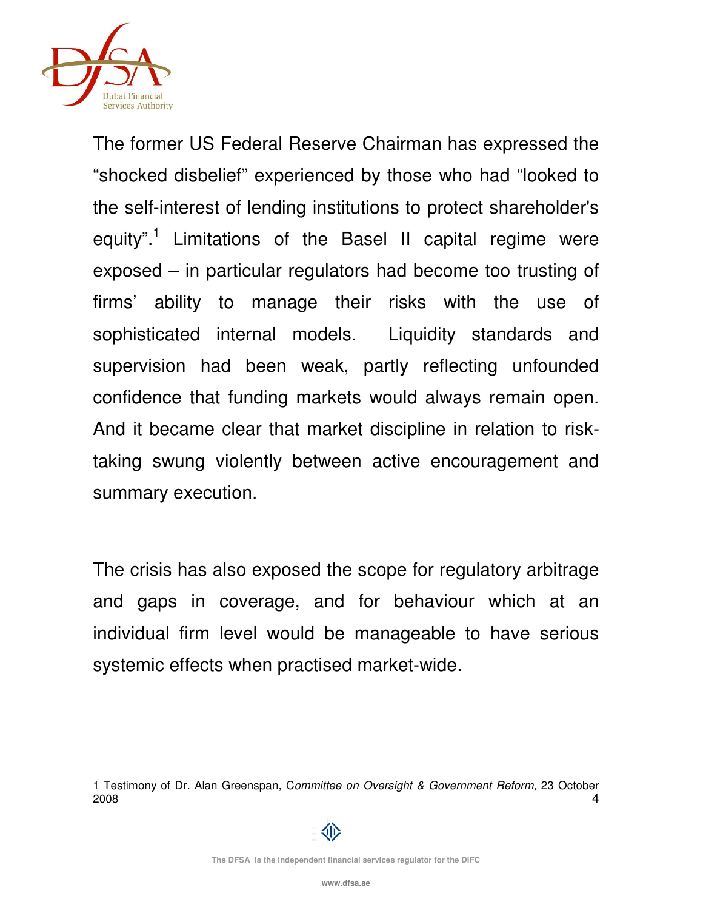The former US Federal Reserve Chairman has expressed the "shocked disbelief" experienced by those who had "looked to the self-interest of lending institutions to protect shareholder's equity".[1] Limitations of the Basel II capital regime were exposed – in particular regulators had become too trusting of firms' ability to manage their risks with the use of sophisticated internal models. Liquidity standards and supervision had been weak, partly reflecting unfounded confidence that funding markets would always remain open. And it became clear that market discipline in relation to risk-taking swung violently between active encouragement and summary execution.

The crisis has also exposed the scope for regulatory arbitrage and gaps in coverage, and for behaviour which at an individual firm level would be manageable to have serious systemic effects when practised market-wide.

---

1 Testimony of Dr. Alan Greenspan, *Committee on Oversight & Government Reform*, 23 October 2008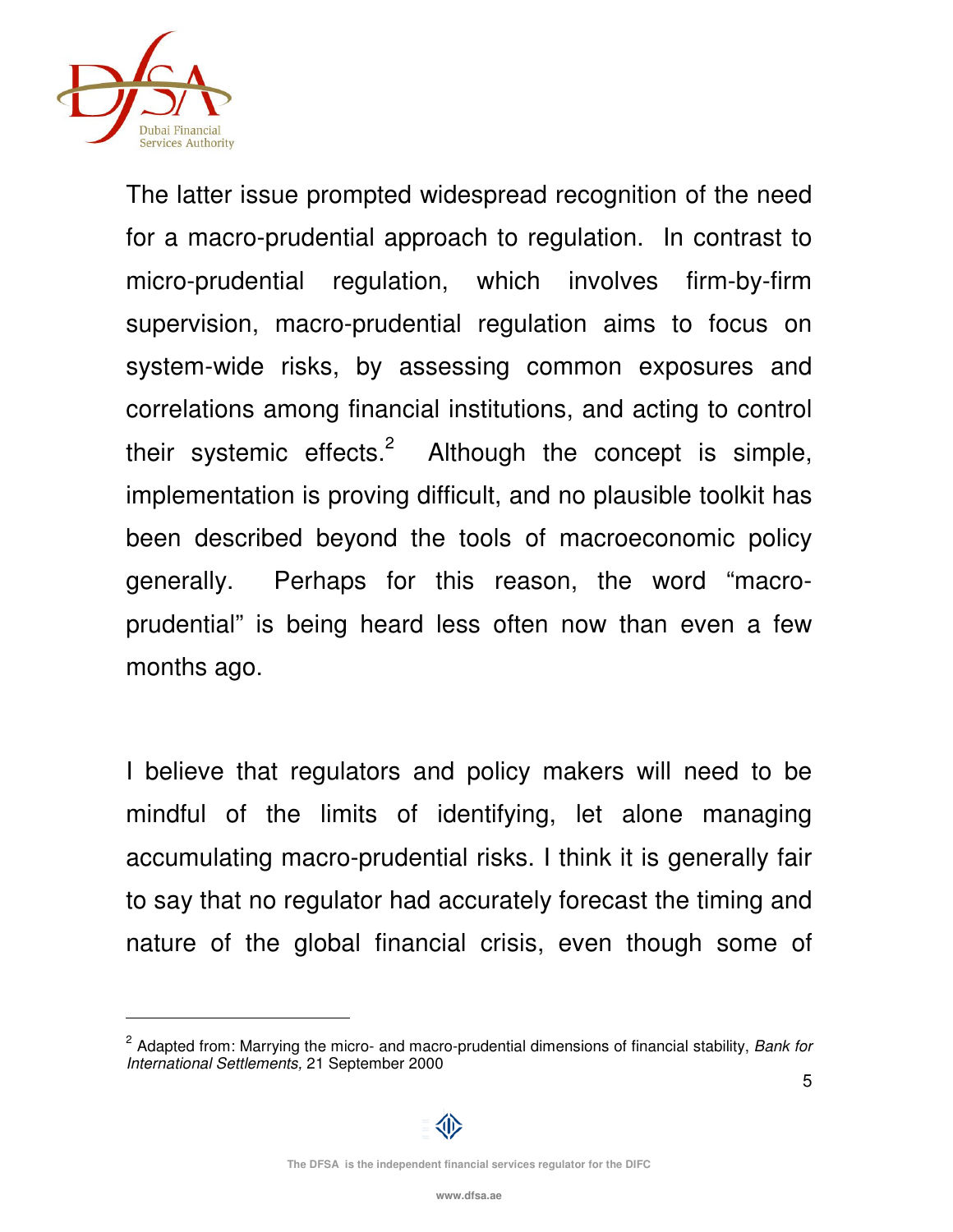The latter issue prompted widespread recognition of the need for a macro-prudential approach to regulation. In contrast to micro-prudential regulation, which involves firm-by-firm supervision, macro-prudential regulation aims to focus on system-wide risks, by assessing common exposures and correlations among financial institutions, and acting to control their systemic effects.[2] Although the concept is simple, implementation is proving difficult, and no plausible toolkit has been described beyond the tools of macroeconomic policy generally. Perhaps for this reason, the word "macro-prudential" is being heard less often now than even a few months ago.

I believe that regulators and policy makers will need to be mindful of the limits of identifying, let alone managing accumulating macro-prudential risks. I think it is generally fair to say that no regulator had accurately forecast the timing and nature of the global financial crisis, even though some of

---

[2] Adapted from: Marrying the micro- and macro-prudential dimensions of financial stability, *Bank for International Settlements,* 21 September 2000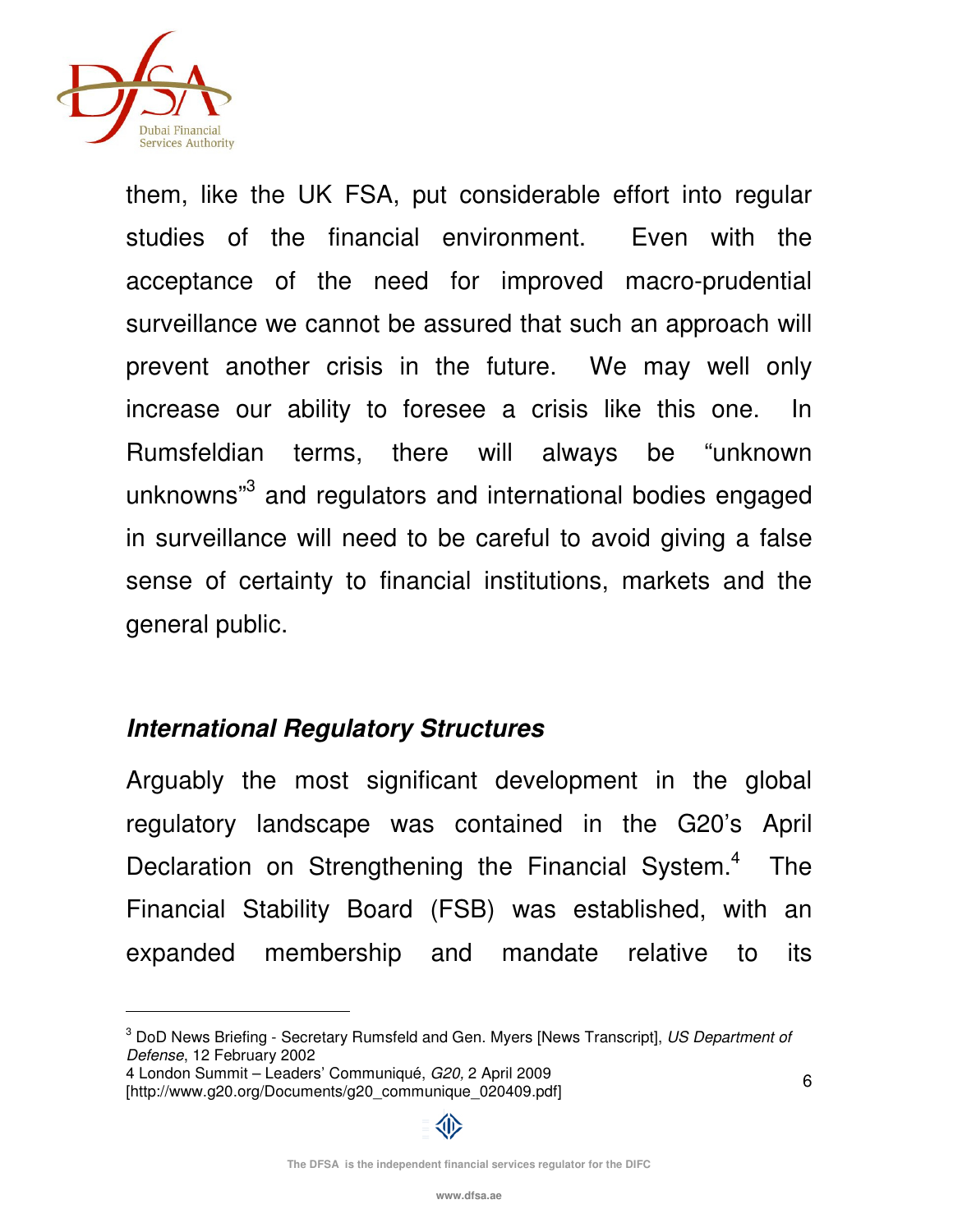them, like the UK FSA, put considerable effort into regular studies of the financial environment. Even with the acceptance of the need for improved macro-prudential surveillance we cannot be assured that such an approach will prevent another crisis in the future. We may well only increase our ability to foresee a crisis like this one. In Rumsfeldian terms, there will always be "unknown unknowns"[3] and regulators and international bodies engaged in surveillance will need to be careful to avoid giving a false sense of certainty to financial institutions, markets and the general public.

### *International Regulatory Structures*

Arguably the most significant development in the global regulatory landscape was contained in the G20's April Declaration on Strengthening the Financial System.[4] The Financial Stability Board (FSB) was established, with an expanded membership and mandate relative to its

---

[3] DoD News Briefing - Secretary Rumsfeld and Gen. Myers [News Transcript], *US Department of Defense*, 12 February 2002

4 London Summit – Leaders' Communiqué, *G20,* 2 April 2009 [http://www.g20.org/Documents/g20_communique_020409.pdf]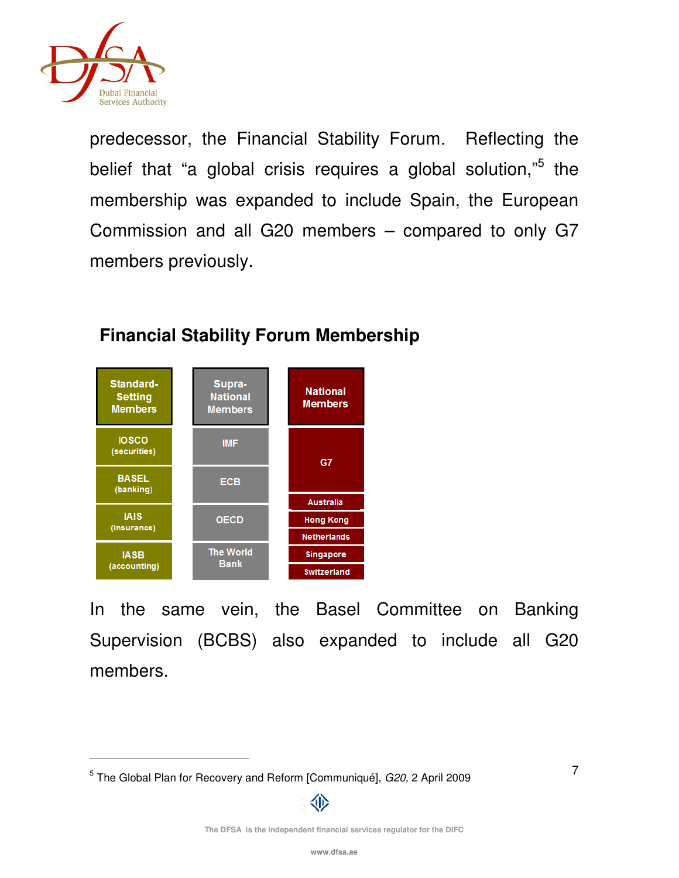predecessor, the Financial Stability Forum. Reflecting the belief that "a global crisis requires a global solution,"[5] the membership was expanded to include Spain, the European Commission and all G20 members – compared to only G7 members previously.

**Financial Stability Forum Membership**

| Standard-Setting Members | Supra-National Members | National Members |
|---|---|---|
| IOSCO (securities) | IMF | G7 |
| BASEL (banking) | ECB | Australia |
| IAIS (insurance) | OECD | Hong Kong |
| IASB (accounting) | The World Bank | Netherlands |
| | | Singapore |
| | | Switzerland |

In the same vein, the Basel Committee on Banking Supervision (BCBS) also expanded to include all G20 members.

---

[5] The Global Plan for Recovery and Reform [Communiqué], *G20,* 2 April 2009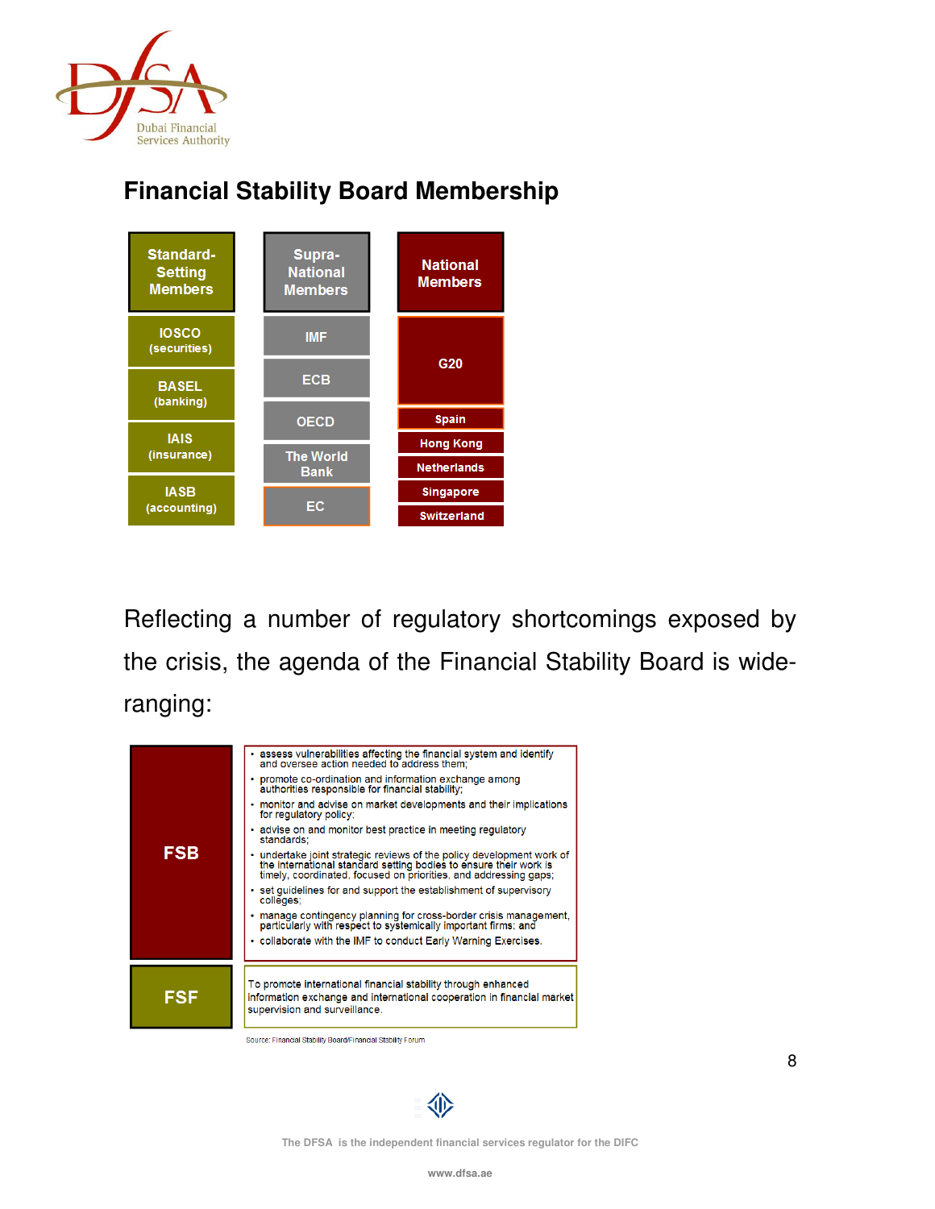## Financial Stability Board Membership

| Standard-Setting Members | Supra-National Members | National Members |
|---|---|---|
| IOSCO (securities) | IMF | G20 |
| BASEL (banking) | ECB | Spain |
| IAIS (insurance) | OECD | Hong Kong |
| IASB (accounting) | The World Bank | Netherlands |
| | EC | Singapore |
| | | Switzerland |

Reflecting a number of regulatory shortcomings exposed by the crisis, the agenda of the Financial Stability Board is wide-ranging:

| | |
|---|---|
| **FSB** | • assess vulnerabilities affecting the financial system and identify and oversee action needed to address them;<br>• promote co-ordination and information exchange among authorities responsible for financial stability;<br>• monitor and advise on market developments and their implications for regulatory policy;<br>• advise on and monitor best practice in meeting regulatory standards;<br>• undertake joint strategic reviews of the policy development work of the international standard setting bodies to ensure their work is timely, coordinated, focused on priorities, and addressing gaps;<br>• set guidelines for and support the establishment of supervisory colleges;<br>• manage contingency planning for cross-border crisis management, particularly with respect to systemically important firms; and<br>• collaborate with the IMF to conduct Early Warning Exercises. |
| **FSF** | To promote international financial stability through enhanced information exchange and international cooperation in financial market supervision and surveillance. |

Source: Financial Stability Board/Financial Stability Forum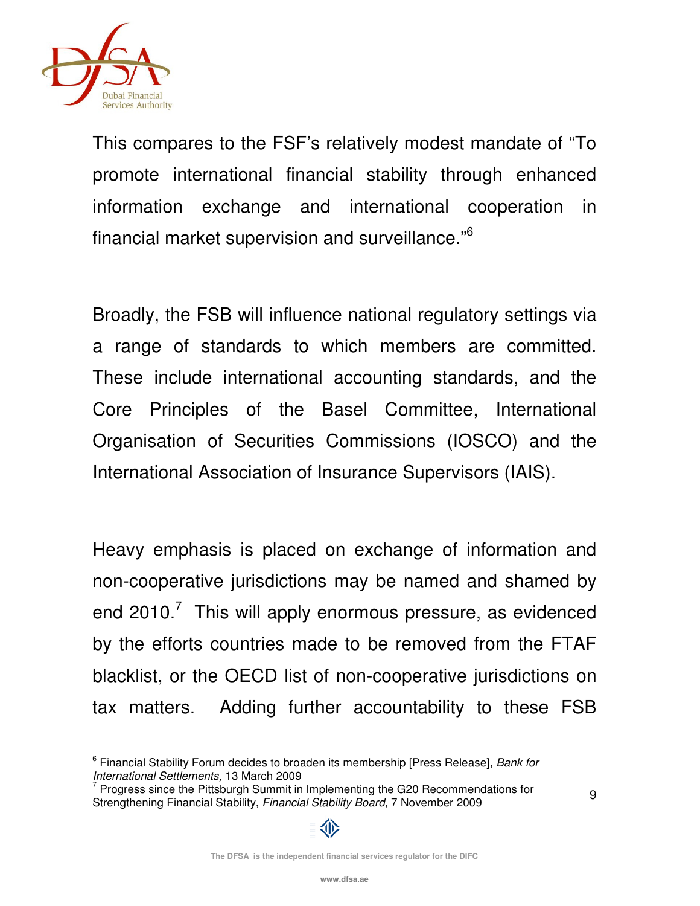This compares to the FSF's relatively modest mandate of "To promote international financial stability through enhanced information exchange and international cooperation in financial market supervision and surveillance."[6]

Broadly, the FSB will influence national regulatory settings via a range of standards to which members are committed. These include international accounting standards, and the Core Principles of the Basel Committee, International Organisation of Securities Commissions (IOSCO) and the International Association of Insurance Supervisors (IAIS).

Heavy emphasis is placed on exchange of information and non-cooperative jurisdictions may be named and shamed by end 2010.[7] This will apply enormous pressure, as evidenced by the efforts countries made to be removed from the FTAF blacklist, or the OECD list of non-cooperative jurisdictions on tax matters. Adding further accountability to these FSB

---

[6] Financial Stability Forum decides to broaden its membership [Press Release], *Bank for International Settlements,* 13 March 2009

[7] Progress since the Pittsburgh Summit in Implementing the G20 Recommendations for Strengthening Financial Stability, *Financial Stability Board,* 7 November 2009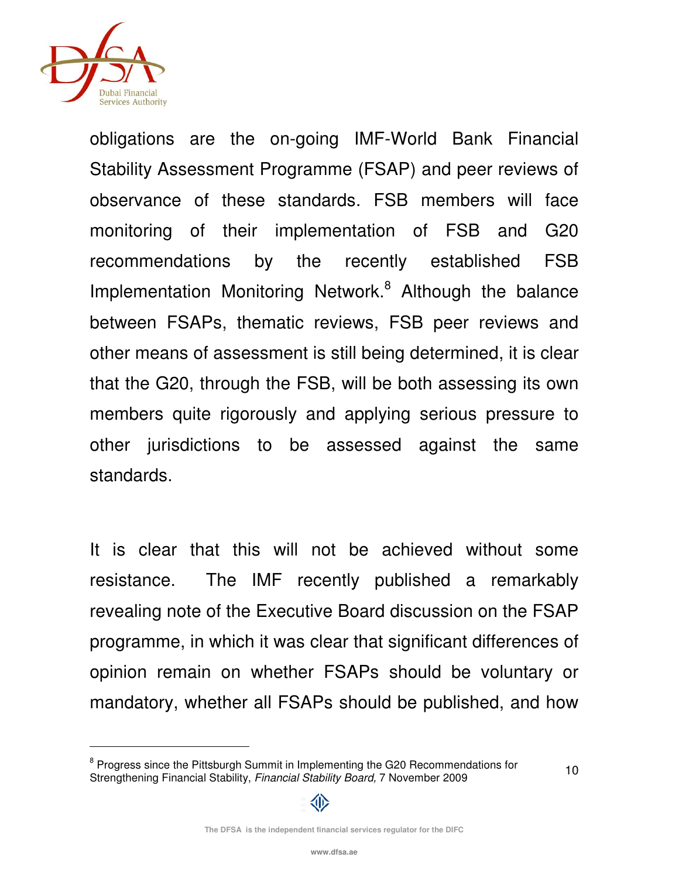obligations are the on-going IMF-World Bank Financial Stability Assessment Programme (FSAP) and peer reviews of observance of these standards. FSB members will face monitoring of their implementation of FSB and G20 recommendations by the recently established FSB Implementation Monitoring Network.[8] Although the balance between FSAPs, thematic reviews, FSB peer reviews and other means of assessment is still being determined, it is clear that the G20, through the FSB, will be both assessing its own members quite rigorously and applying serious pressure to other jurisdictions to be assessed against the same standards.

It is clear that this will not be achieved without some resistance. The IMF recently published a remarkably revealing note of the Executive Board discussion on the FSAP programme, in which it was clear that significant differences of opinion remain on whether FSAPs should be voluntary or mandatory, whether all FSAPs should be published, and how

---

[8] Progress since the Pittsburgh Summit in Implementing the G20 Recommendations for Strengthening Financial Stability, *Financial Stability Board,* 7 November 2009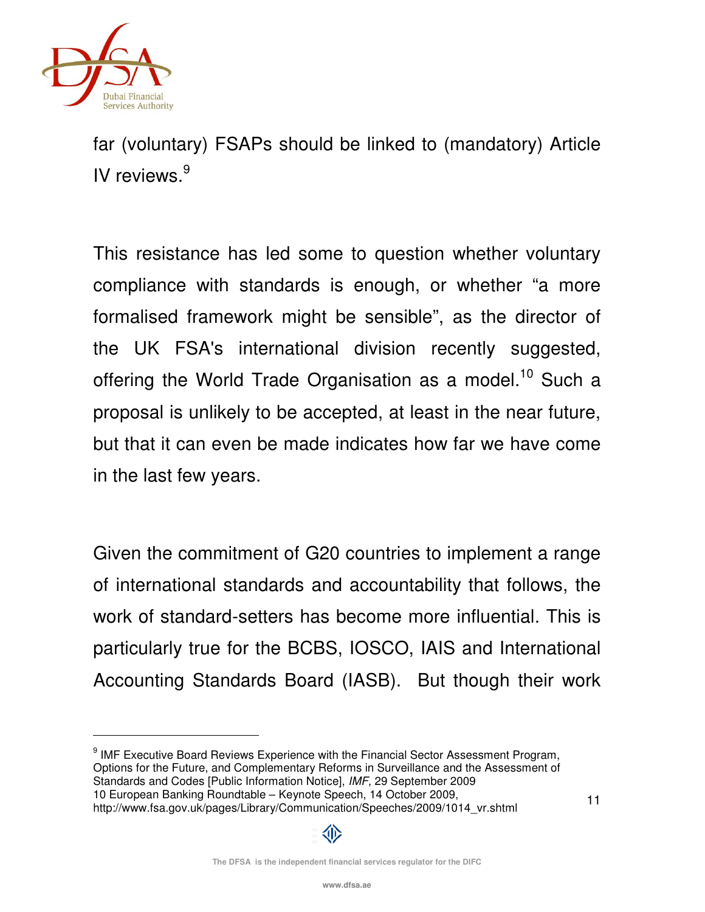far (voluntary) FSAPs should be linked to (mandatory) Article IV reviews.[9]

This resistance has led some to question whether voluntary compliance with standards is enough, or whether "a more formalised framework might be sensible", as the director of the UK FSA's international division recently suggested, offering the World Trade Organisation as a model.[10] Such a proposal is unlikely to be accepted, at least in the near future, but that it can even be made indicates how far we have come in the last few years.

Given the commitment of G20 countries to implement a range of international standards and accountability that follows, the work of standard-setters has become more influential. This is particularly true for the BCBS, IOSCO, IAIS and International Accounting Standards Board (IASB). But though their work

---

[9] IMF Executive Board Reviews Experience with the Financial Sector Assessment Program, Options for the Future, and Complementary Reforms in Surveillance and the Assessment of Standards and Codes [Public Information Notice], *IMF,* 29 September 2009

[10] European Banking Roundtable – Keynote Speech, 14 October 2009, http://www.fsa.gov.uk/pages/Library/Communication/Speeches/2009/1014_vr.shtml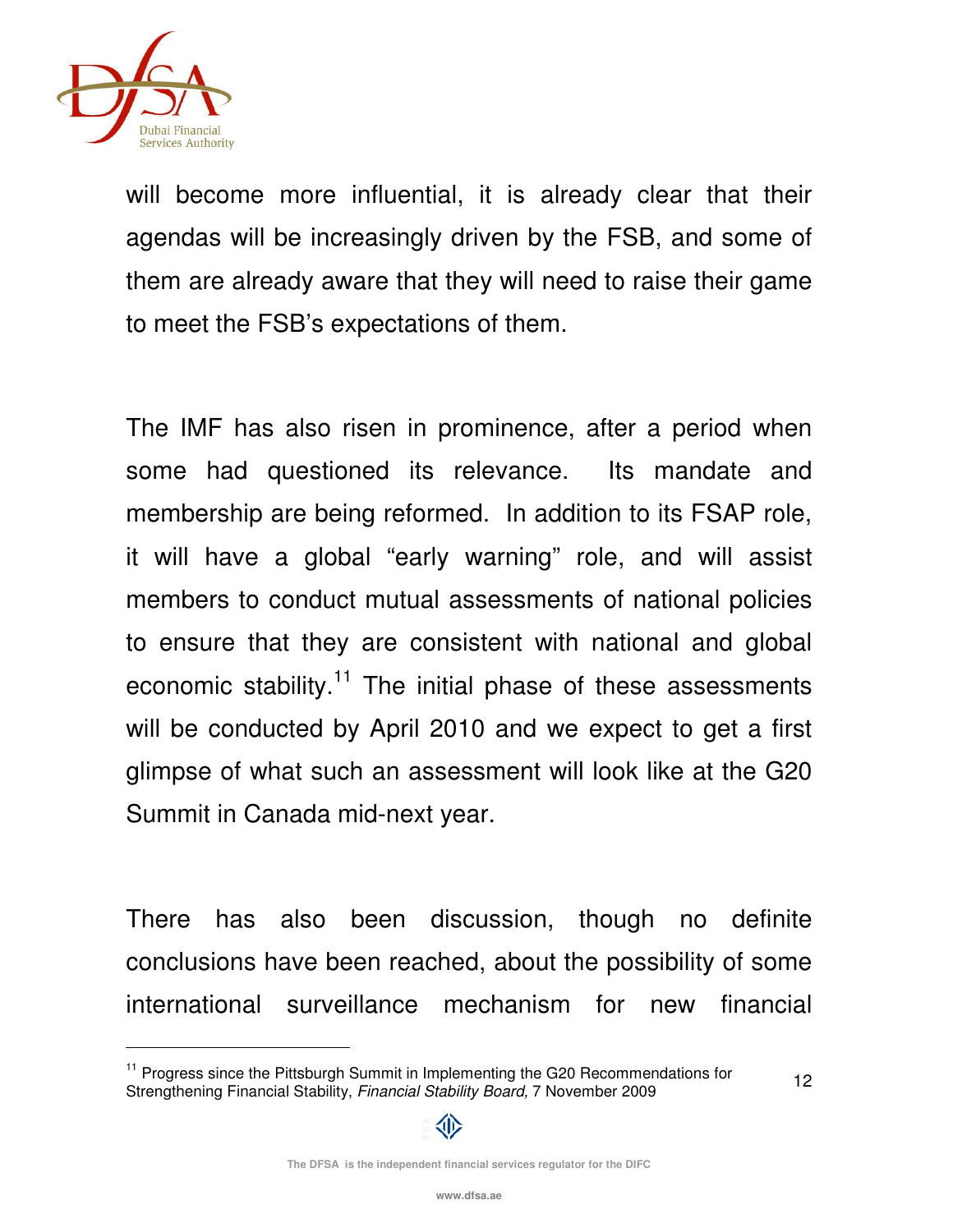will become more influential, it is already clear that their agendas will be increasingly driven by the FSB, and some of them are already aware that they will need to raise their game to meet the FSB's expectations of them.

The IMF has also risen in prominence, after a period when some had questioned its relevance. Its mandate and membership are being reformed. In addition to its FSAP role, it will have a global "early warning" role, and will assist members to conduct mutual assessments of national policies to ensure that they are consistent with national and global economic stability.[11] The initial phase of these assessments will be conducted by April 2010 and we expect to get a first glimpse of what such an assessment will look like at the G20 Summit in Canada mid-next year.

There has also been discussion, though no definite conclusions have been reached, about the possibility of some international surveillance mechanism for new financial

---

[11] Progress since the Pittsburgh Summit in Implementing the G20 Recommendations for Strengthening Financial Stability, *Financial Stability Board,* 7 November 2009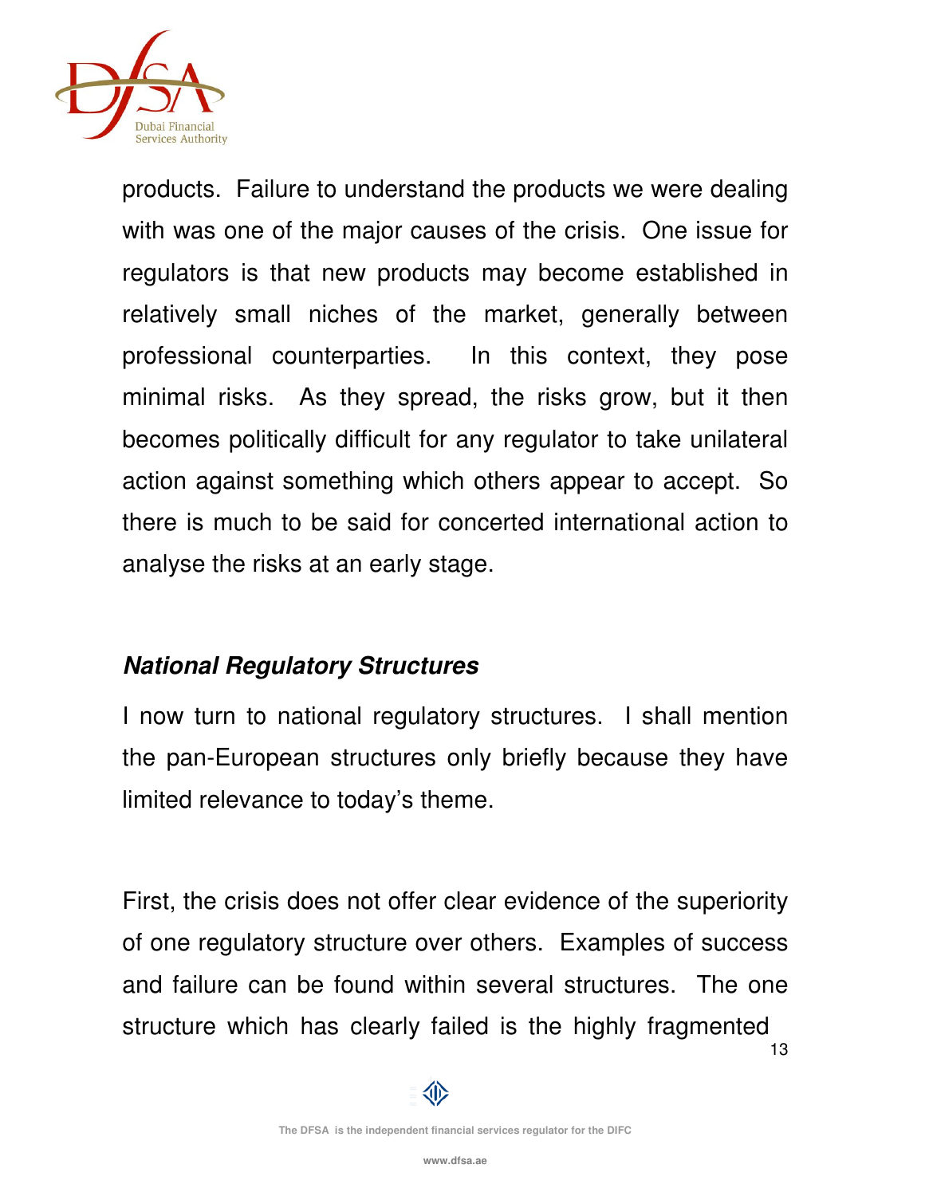products. Failure to understand the products we were dealing with was one of the major causes of the crisis. One issue for regulators is that new products may become established in relatively small niches of the market, generally between professional counterparties. In this context, they pose minimal risks. As they spread, the risks grow, but it then becomes politically difficult for any regulator to take unilateral action against something which others appear to accept. So there is much to be said for concerted international action to analyse the risks at an early stage.

### ***National Regulatory Structures***

I now turn to national regulatory structures. I shall mention the pan-European structures only briefly because they have limited relevance to today's theme.

First, the crisis does not offer clear evidence of the superiority of one regulatory structure over others. Examples of success and failure can be found within several structures. The one structure which has clearly failed is the highly fragmented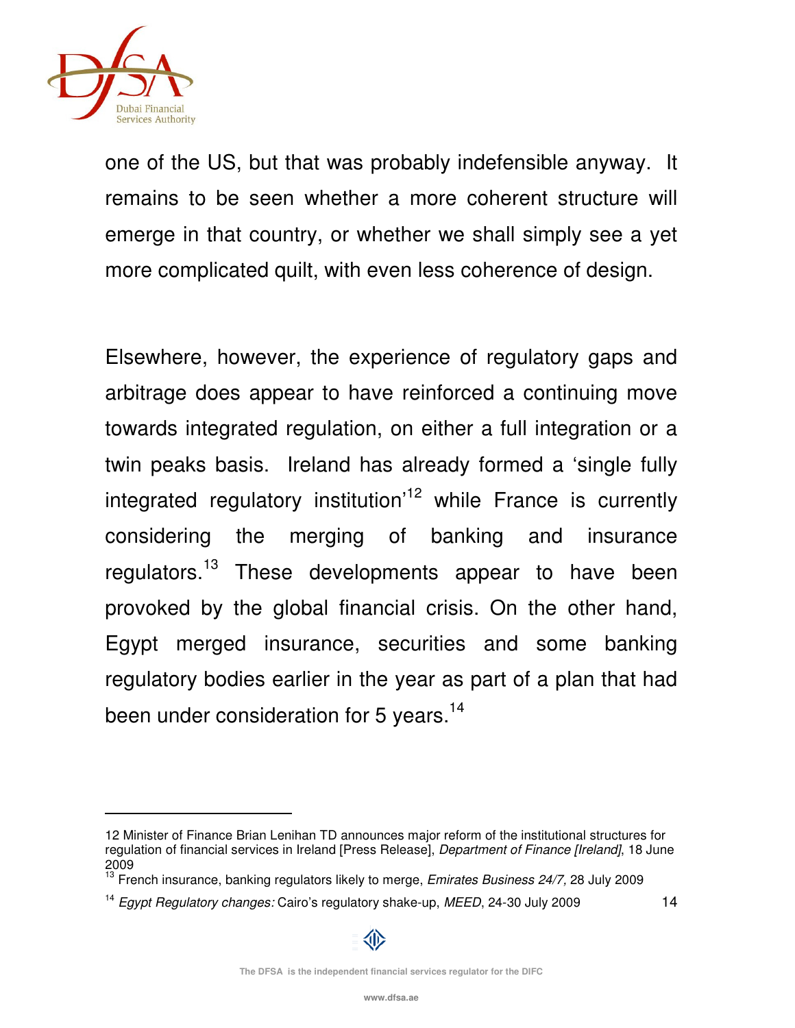one of the US, but that was probably indefensible anyway. It remains to be seen whether a more coherent structure will emerge in that country, or whether we shall simply see a yet more complicated quilt, with even less coherence of design.

Elsewhere, however, the experience of regulatory gaps and arbitrage does appear to have reinforced a continuing move towards integrated regulation, on either a full integration or a twin peaks basis. Ireland has already formed a 'single fully integrated regulatory institution'[12] while France is currently considering the merging of banking and insurance regulators.[13] These developments appear to have been provoked by the global financial crisis. On the other hand, Egypt merged insurance, securities and some banking regulatory bodies earlier in the year as part of a plan that had been under consideration for 5 years.[14]

---

12 Minister of Finance Brian Lenihan TD announces major reform of the institutional structures for regulation of financial services in Ireland [Press Release], *Department of Finance [Ireland]*, 18 June 2009

13 French insurance, banking regulators likely to merge, *Emirates Business 24/7,* 28 July 2009

14 *Egypt Regulatory changes:* Cairo's regulatory shake-up, *MEED*, 24-30 July 2009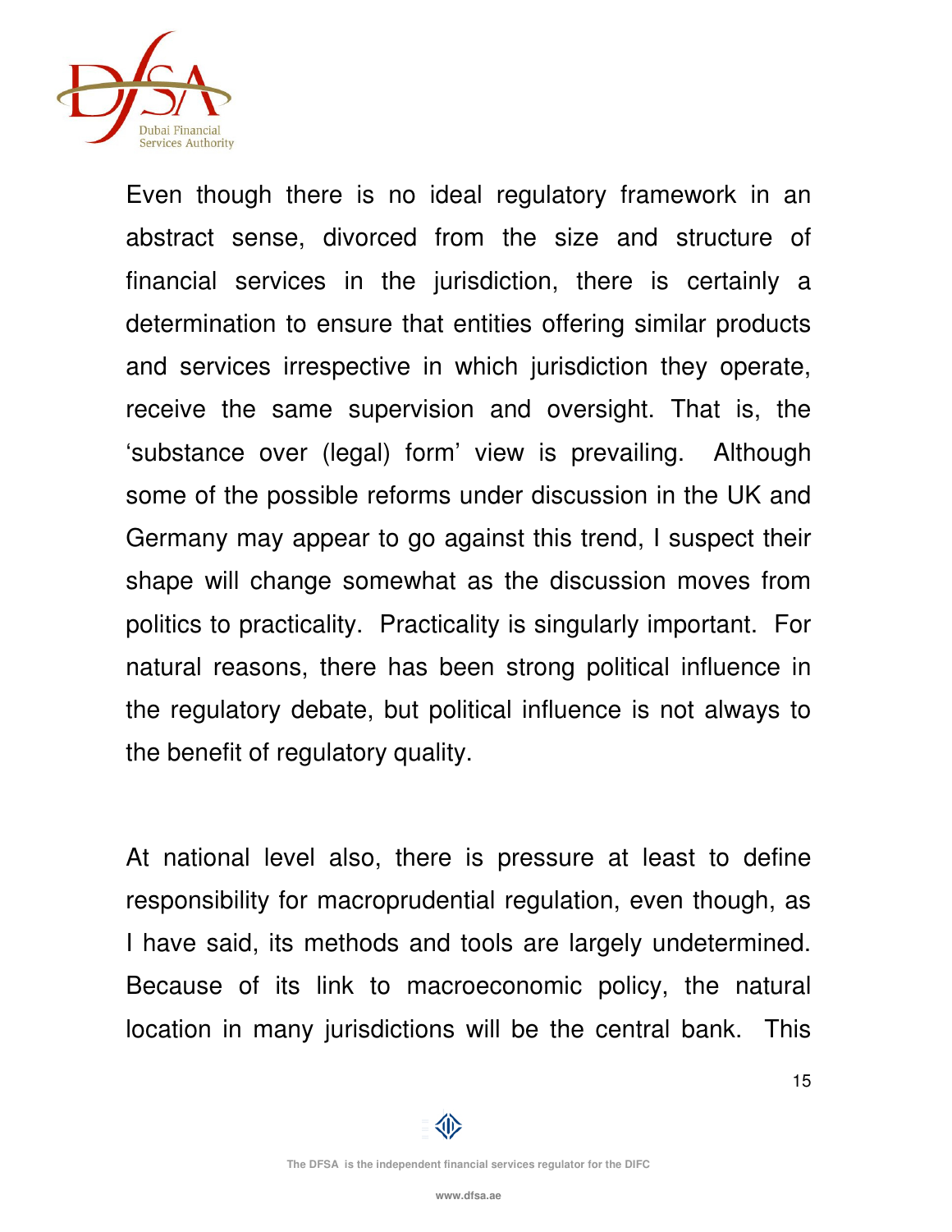Even though there is no ideal regulatory framework in an abstract sense, divorced from the size and structure of financial services in the jurisdiction, there is certainly a determination to ensure that entities offering similar products and services irrespective in which jurisdiction they operate, receive the same supervision and oversight. That is, the 'substance over (legal) form' view is prevailing. Although some of the possible reforms under discussion in the UK and Germany may appear to go against this trend, I suspect their shape will change somewhat as the discussion moves from politics to practicality. Practicality is singularly important. For natural reasons, there has been strong political influence in the regulatory debate, but political influence is not always to the benefit of regulatory quality.

At national level also, there is pressure at least to define responsibility for macroprudential regulation, even though, as I have said, its methods and tools are largely undetermined. Because of its link to macroeconomic policy, the natural location in many jurisdictions will be the central bank. This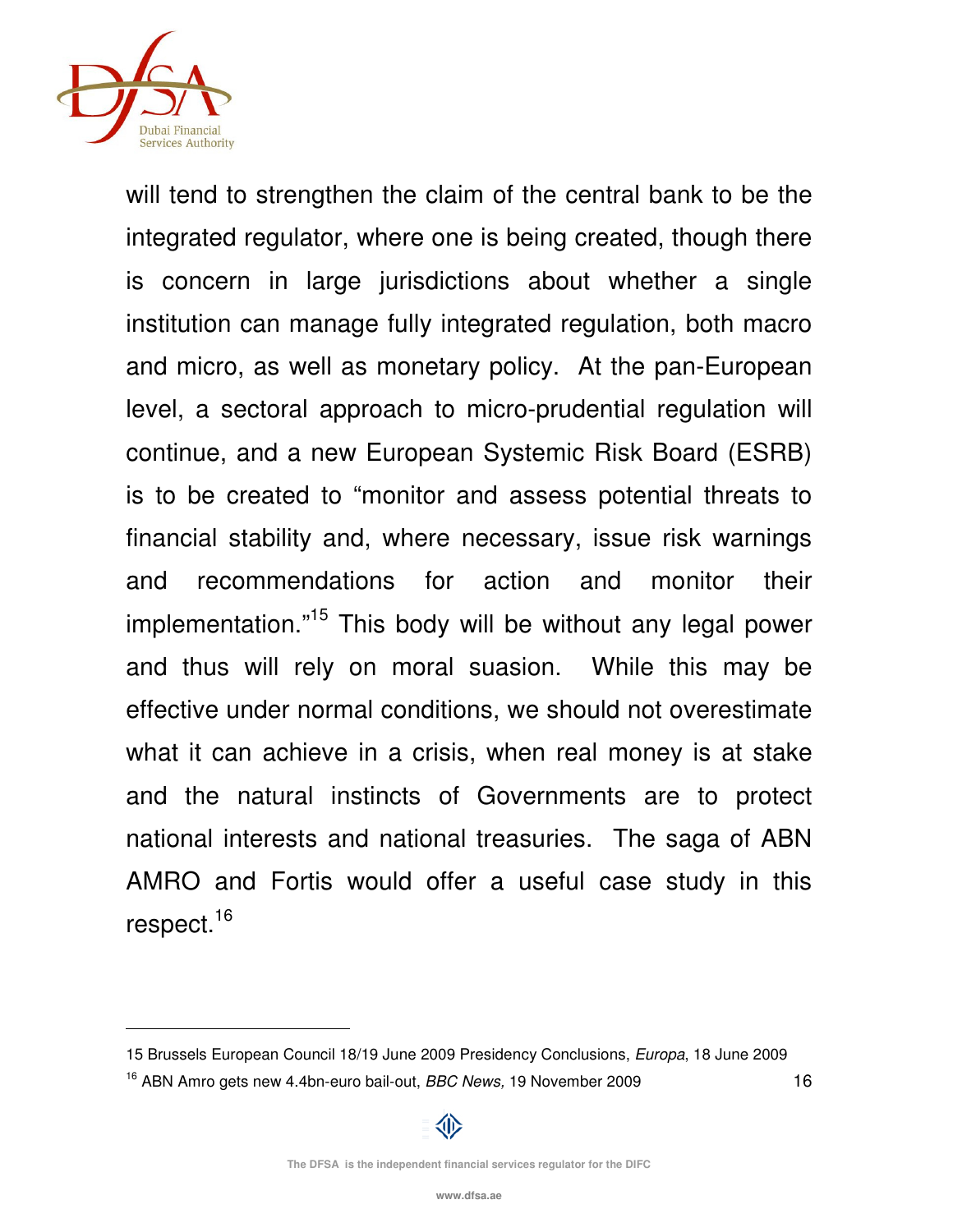will tend to strengthen the claim of the central bank to be the integrated regulator, where one is being created, though there is concern in large jurisdictions about whether a single institution can manage fully integrated regulation, both macro and micro, as well as monetary policy. At the pan-European level, a sectoral approach to micro-prudential regulation will continue, and a new European Systemic Risk Board (ESRB) is to be created to "monitor and assess potential threats to financial stability and, where necessary, issue risk warnings and recommendations for action and monitor their implementation."[15] This body will be without any legal power and thus will rely on moral suasion. While this may be effective under normal conditions, we should not overestimate what it can achieve in a crisis, when real money is at stake and the natural instincts of Governments are to protect national interests and national treasuries. The saga of ABN AMRO and Fortis would offer a useful case study in this respect.[16]

---

15 Brussels European Council 18/19 June 2009 Presidency Conclusions, *Europa*, 18 June 2009

16 ABN Amro gets new 4.4bn-euro bail-out, *BBC News,* 19 November 2009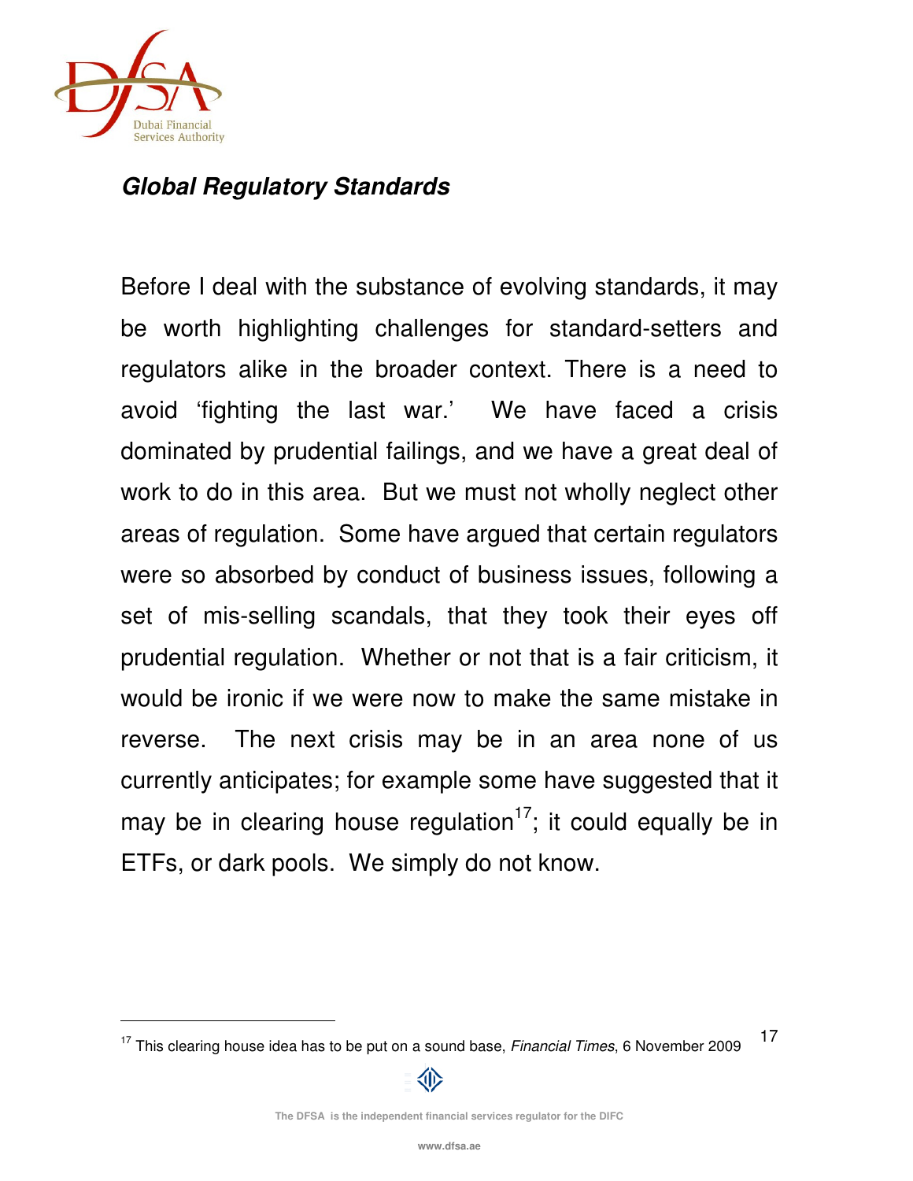***Global Regulatory Standards***

Before I deal with the substance of evolving standards, it may be worth highlighting challenges for standard-setters and regulators alike in the broader context. There is a need to avoid 'fighting the last war.' We have faced a crisis dominated by prudential failings, and we have a great deal of work to do in this area. But we must not wholly neglect other areas of regulation. Some have argued that certain regulators were so absorbed by conduct of business issues, following a set of mis-selling scandals, that they took their eyes off prudential regulation. Whether or not that is a fair criticism, it would be ironic if we were now to make the same mistake in reverse. The next crisis may be in an area none of us currently anticipates; for example some have suggested that it may be in clearing house regulation[17]; it could equally be in ETFs, or dark pools. We simply do not know.

[17] This clearing house idea has to be put on a sound base, *Financial Times*, 6 November 2009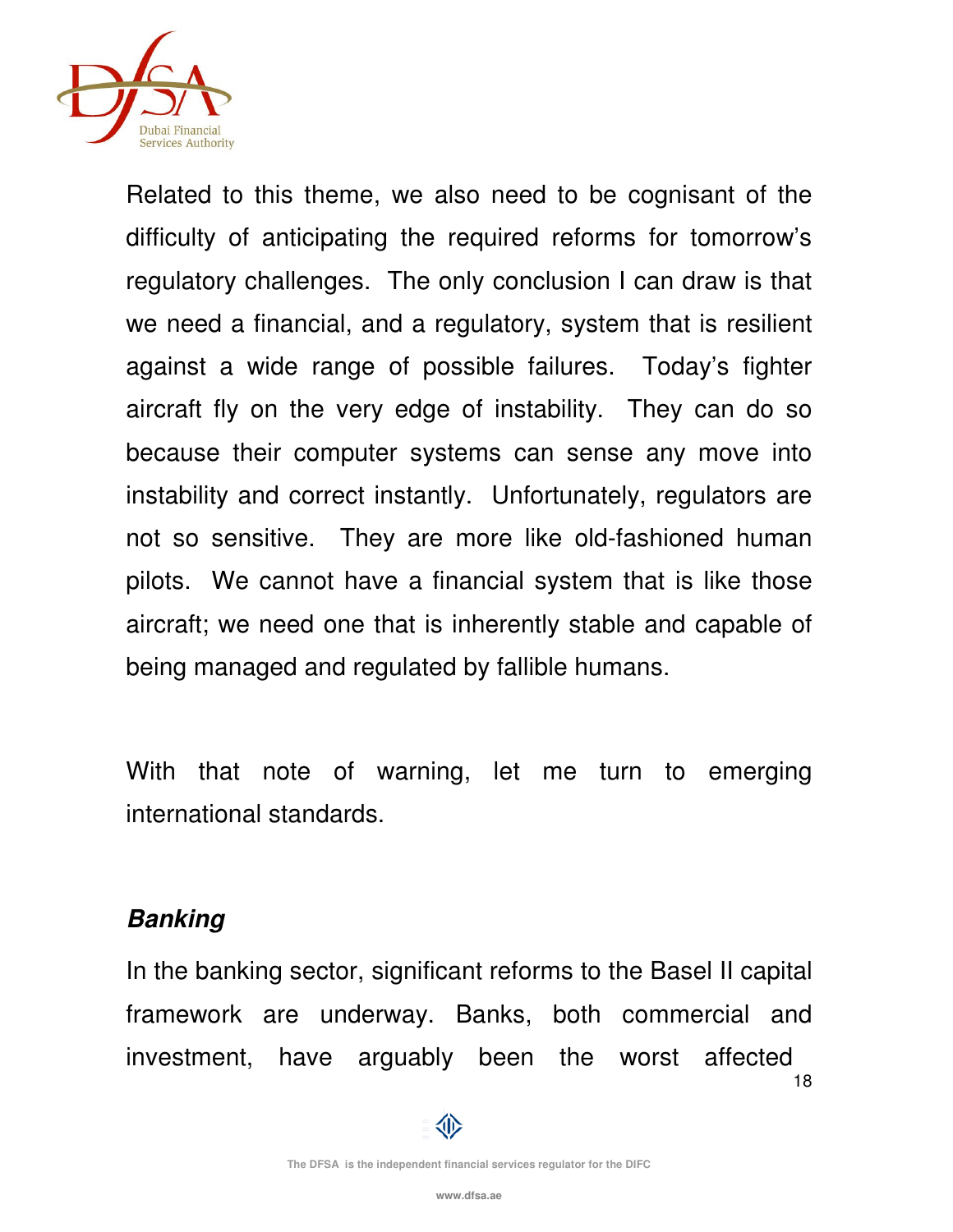Related to this theme, we also need to be cognisant of the difficulty of anticipating the required reforms for tomorrow's regulatory challenges. The only conclusion I can draw is that we need a financial, and a regulatory, system that is resilient against a wide range of possible failures. Today's fighter aircraft fly on the very edge of instability. They can do so because their computer systems can sense any move into instability and correct instantly. Unfortunately, regulators are not so sensitive. They are more like old-fashioned human pilots. We cannot have a financial system that is like those aircraft; we need one that is inherently stable and capable of being managed and regulated by fallible humans.

With that note of warning, let me turn to emerging international standards.

***Banking***

In the banking sector, significant reforms to the Basel II capital framework are underway. Banks, both commercial and investment, have arguably been the worst affected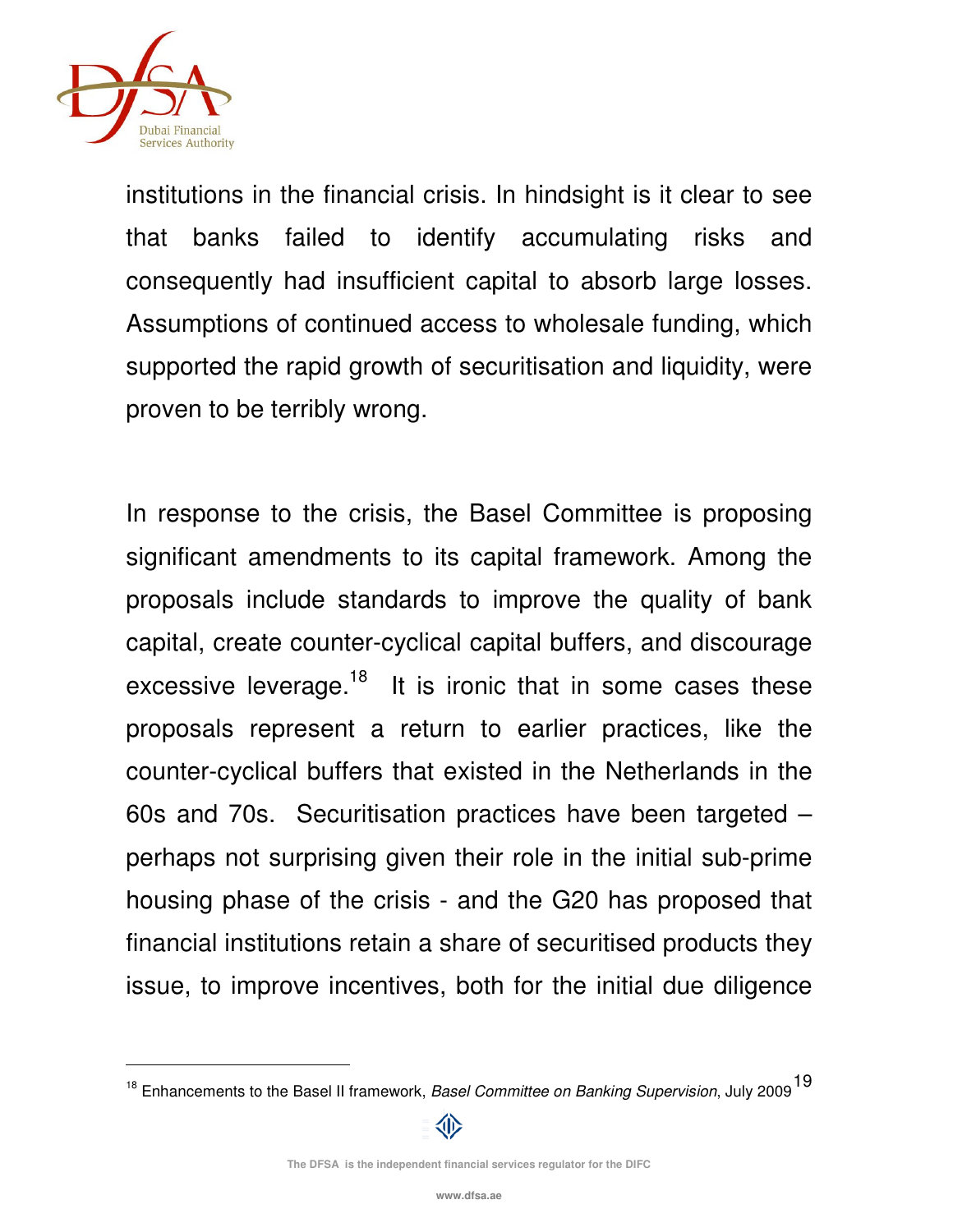institutions in the financial crisis. In hindsight is it clear to see that banks failed to identify accumulating risks and consequently had insufficient capital to absorb large losses. Assumptions of continued access to wholesale funding, which supported the rapid growth of securitisation and liquidity, were proven to be terribly wrong.

In response to the crisis, the Basel Committee is proposing significant amendments to its capital framework. Among the proposals include standards to improve the quality of bank capital, create counter-cyclical capital buffers, and discourage excessive leverage.[18] It is ironic that in some cases these proposals represent a return to earlier practices, like the counter-cyclical buffers that existed in the Netherlands in the 60s and 70s. Securitisation practices have been targeted – perhaps not surprising given their role in the initial sub-prime housing phase of the crisis - and the G20 has proposed that financial institutions retain a share of securitised products they issue, to improve incentives, both for the initial due diligence

---

[18] Enhancements to the Basel II framework, *Basel Committee on Banking Supervision*, July 2009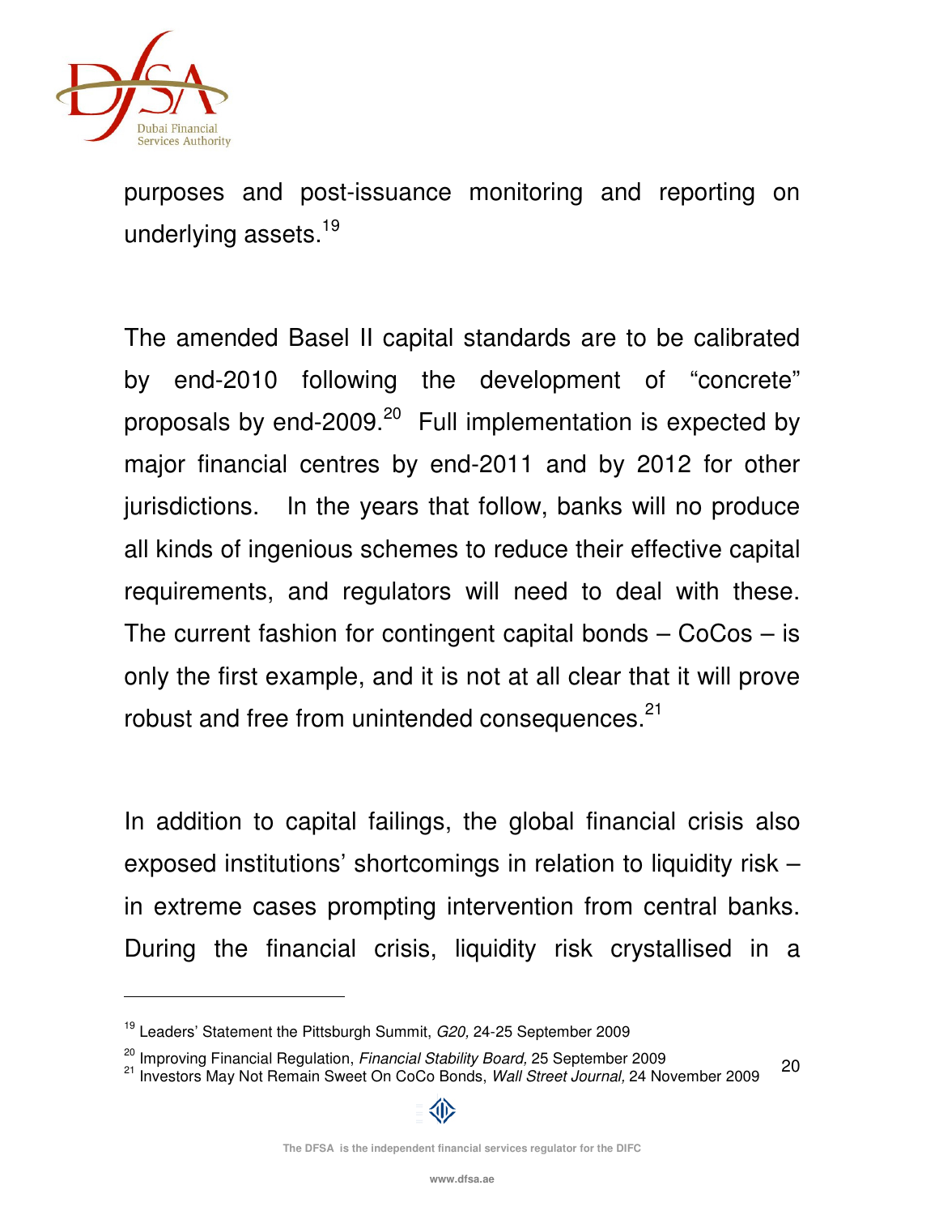purposes and post-issuance monitoring and reporting on underlying assets.[19]

The amended Basel II capital standards are to be calibrated by end-2010 following the development of "concrete" proposals by end-2009.[20] Full implementation is expected by major financial centres by end-2011 and by 2012 for other jurisdictions. In the years that follow, banks will no produce all kinds of ingenious schemes to reduce their effective capital requirements, and regulators will need to deal with these. The current fashion for contingent capital bonds – CoCos – is only the first example, and it is not at all clear that it will prove robust and free from unintended consequences.[21]

In addition to capital failings, the global financial crisis also exposed institutions' shortcomings in relation to liquidity risk – in extreme cases prompting intervention from central banks. During the financial crisis, liquidity risk crystallised in a

---

[19] Leaders' Statement the Pittsburgh Summit, *G20,* 24-25 September 2009

[20] Improving Financial Regulation, *Financial Stability Board,* 25 September 2009

[21] Investors May Not Remain Sweet On CoCo Bonds, *Wall Street Journal,* 24 November 2009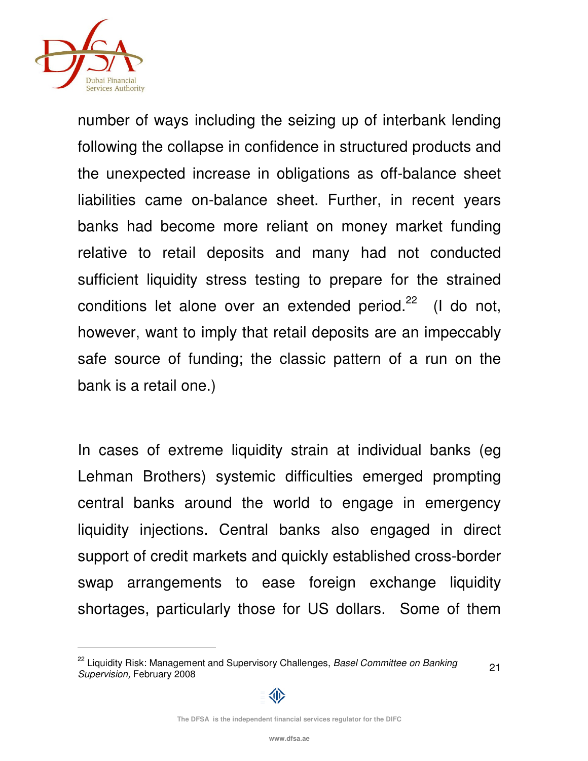number of ways including the seizing up of interbank lending following the collapse in confidence in structured products and the unexpected increase in obligations as off-balance sheet liabilities came on-balance sheet. Further, in recent years banks had become more reliant on money market funding relative to retail deposits and many had not conducted sufficient liquidity stress testing to prepare for the strained conditions let alone over an extended period.[22] (I do not, however, want to imply that retail deposits are an impeccably safe source of funding; the classic pattern of a run on the bank is a retail one.)

In cases of extreme liquidity strain at individual banks (eg Lehman Brothers) systemic difficulties emerged prompting central banks around the world to engage in emergency liquidity injections. Central banks also engaged in direct support of credit markets and quickly established cross-border swap arrangements to ease foreign exchange liquidity shortages, particularly those for US dollars. Some of them

---

[22] Liquidity Risk: Management and Supervisory Challenges, *Basel Committee on Banking Supervision,* February 2008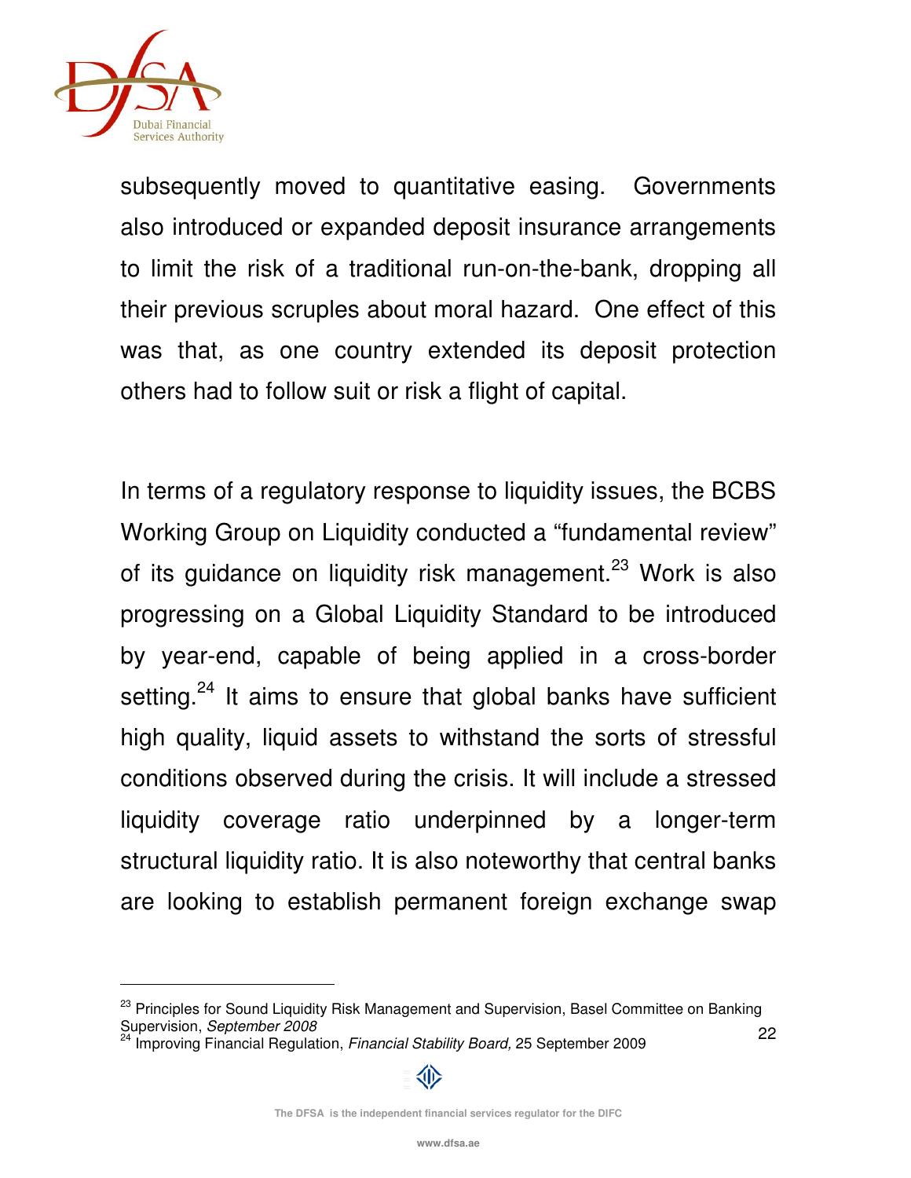subsequently moved to quantitative easing. Governments also introduced or expanded deposit insurance arrangements to limit the risk of a traditional run-on-the-bank, dropping all their previous scruples about moral hazard. One effect of this was that, as one country extended its deposit protection others had to follow suit or risk a flight of capital.

In terms of a regulatory response to liquidity issues, the BCBS Working Group on Liquidity conducted a "fundamental review" of its guidance on liquidity risk management.[23] Work is also progressing on a Global Liquidity Standard to be introduced by year-end, capable of being applied in a cross-border setting.[24] It aims to ensure that global banks have sufficient high quality, liquid assets to withstand the sorts of stressful conditions observed during the crisis. It will include a stressed liquidity coverage ratio underpinned by a longer-term structural liquidity ratio. It is also noteworthy that central banks are looking to establish permanent foreign exchange swap

---

[23] Principles for Sound Liquidity Risk Management and Supervision, Basel Committee on Banking Supervision, *September 2008*

[24] Improving Financial Regulation, *Financial Stability Board,* 25 September 2009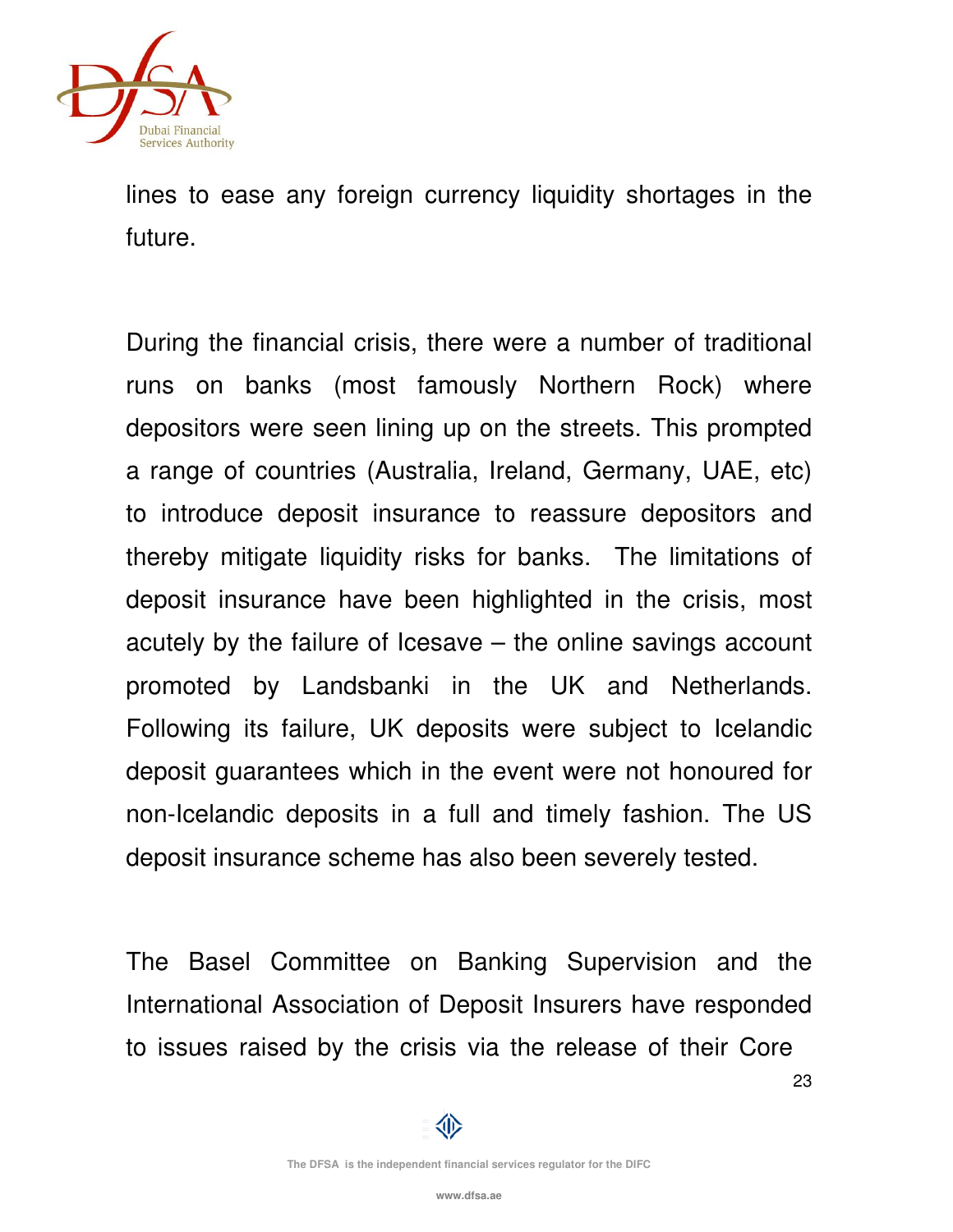lines to ease any foreign currency liquidity shortages in the future.

During the financial crisis, there were a number of traditional runs on banks (most famously Northern Rock) where depositors were seen lining up on the streets. This prompted a range of countries (Australia, Ireland, Germany, UAE, etc) to introduce deposit insurance to reassure depositors and thereby mitigate liquidity risks for banks. The limitations of deposit insurance have been highlighted in the crisis, most acutely by the failure of Icesave – the online savings account promoted by Landsbanki in the UK and Netherlands. Following its failure, UK deposits were subject to Icelandic deposit guarantees which in the event were not honoured for non-Icelandic deposits in a full and timely fashion. The US deposit insurance scheme has also been severely tested.

The Basel Committee on Banking Supervision and the International Association of Deposit Insurers have responded to issues raised by the crisis via the release of their Core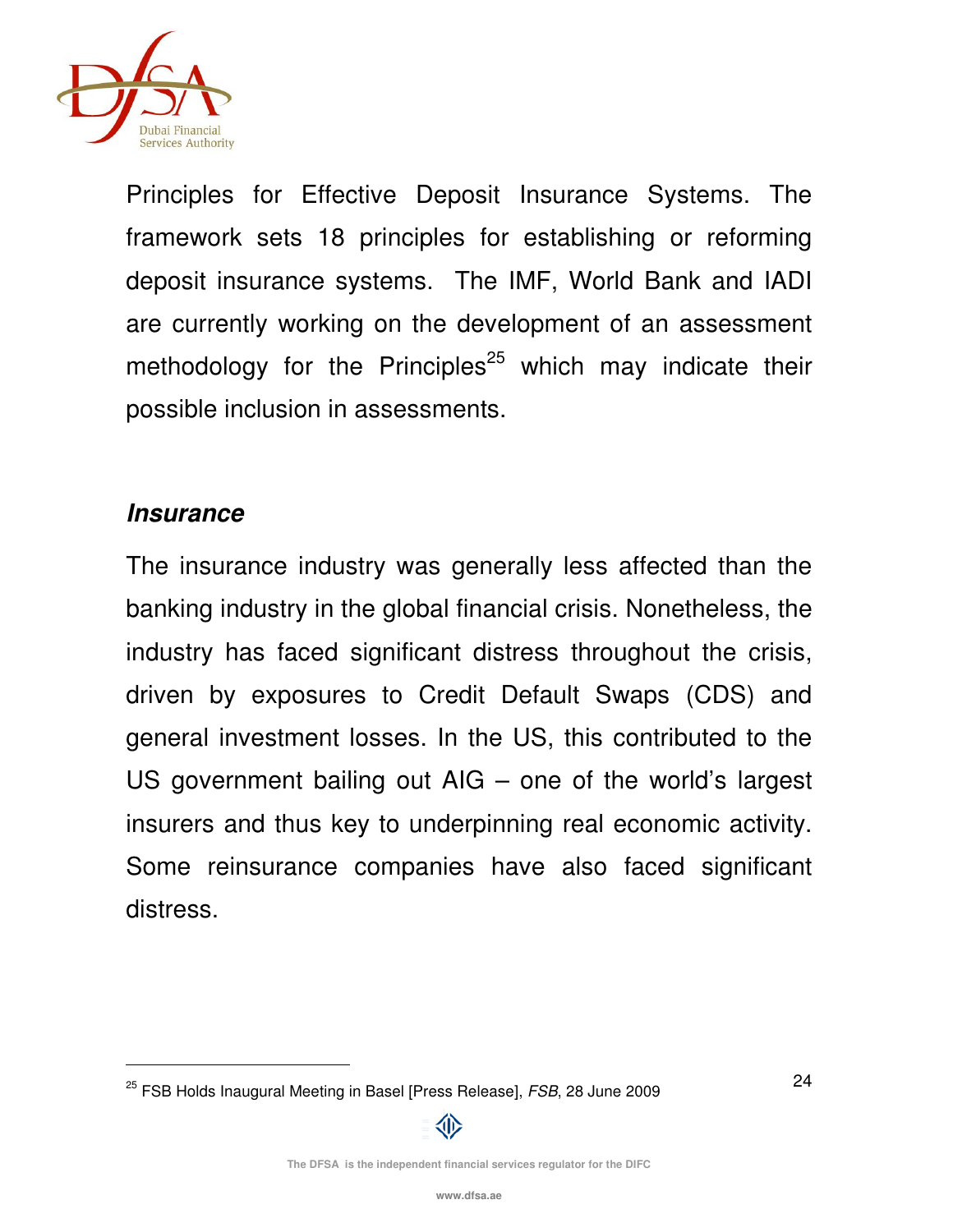Principles for Effective Deposit Insurance Systems. The framework sets 18 principles for establishing or reforming deposit insurance systems. The IMF, World Bank and IADI are currently working on the development of an assessment methodology for the Principles[25] which may indicate their possible inclusion in assessments.

***Insurance***

The insurance industry was generally less affected than the banking industry in the global financial crisis. Nonetheless, the industry has faced significant distress throughout the crisis, driven by exposures to Credit Default Swaps (CDS) and general investment losses. In the US, this contributed to the US government bailing out AIG – one of the world's largest insurers and thus key to underpinning real economic activity. Some reinsurance companies have also faced significant distress.

---

[25] FSB Holds Inaugural Meeting in Basel [Press Release], *FSB*, 28 June 2009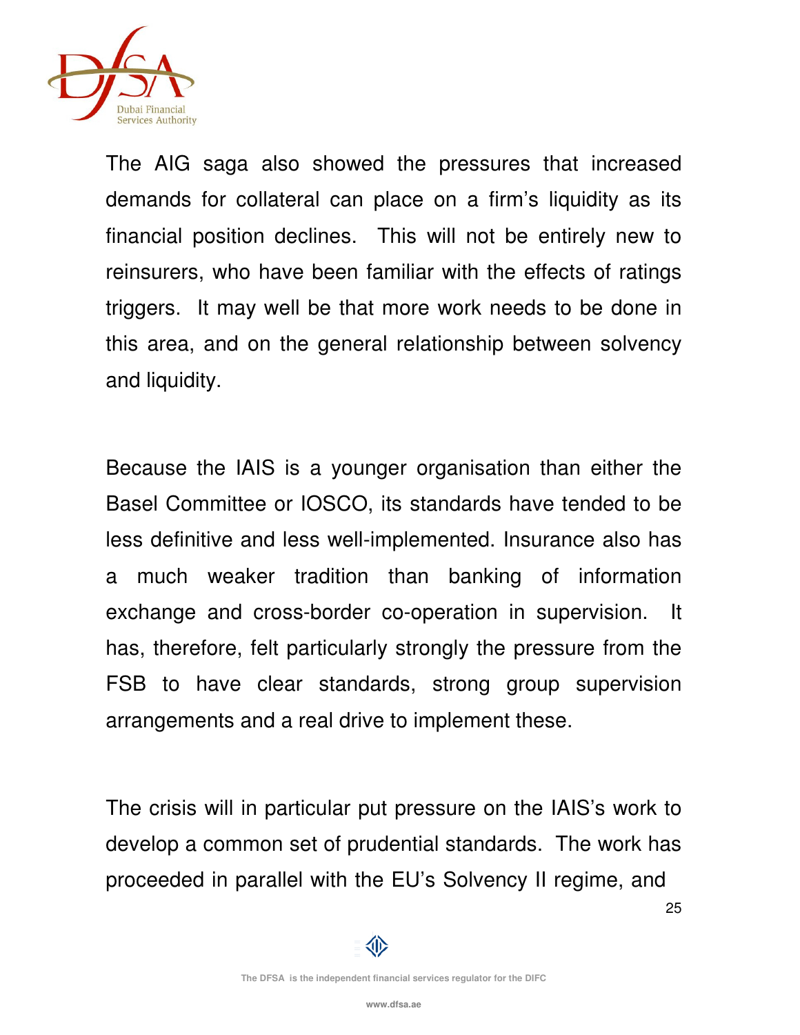The AIG saga also showed the pressures that increased demands for collateral can place on a firm's liquidity as its financial position declines. This will not be entirely new to reinsurers, who have been familiar with the effects of ratings triggers. It may well be that more work needs to be done in this area, and on the general relationship between solvency and liquidity.

Because the IAIS is a younger organisation than either the Basel Committee or IOSCO, its standards have tended to be less definitive and less well-implemented. Insurance also has a much weaker tradition than banking of information exchange and cross-border co-operation in supervision. It has, therefore, felt particularly strongly the pressure from the FSB to have clear standards, strong group supervision arrangements and a real drive to implement these.

The crisis will in particular put pressure on the IAIS's work to develop a common set of prudential standards. The work has proceeded in parallel with the EU's Solvency II regime, and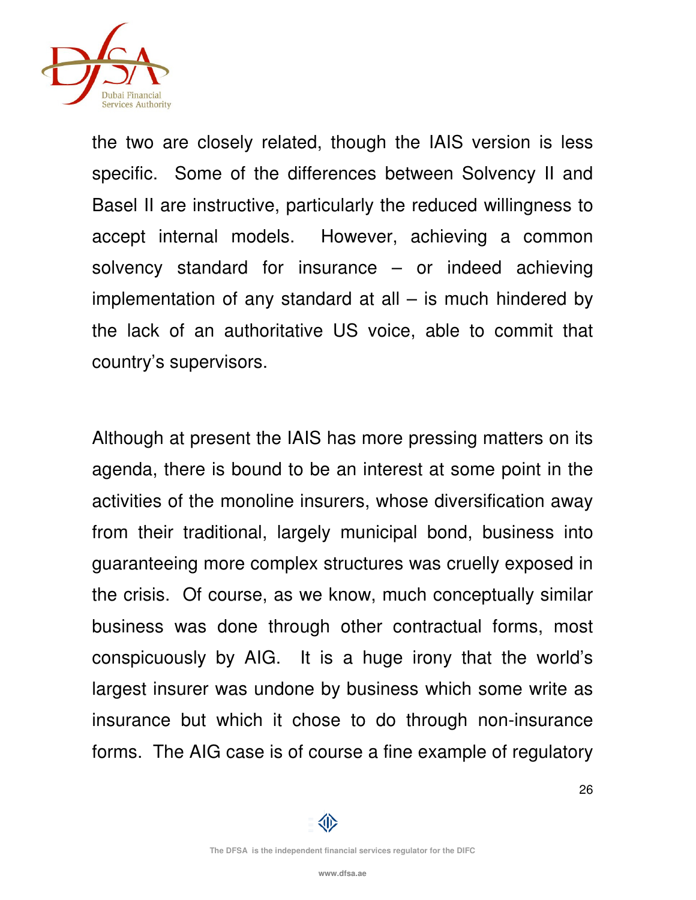the two are closely related, though the IAIS version is less specific. Some of the differences between Solvency II and Basel II are instructive, particularly the reduced willingness to accept internal models. However, achieving a common solvency standard for insurance – or indeed achieving implementation of any standard at all – is much hindered by the lack of an authoritative US voice, able to commit that country's supervisors.

Although at present the IAIS has more pressing matters on its agenda, there is bound to be an interest at some point in the activities of the monoline insurers, whose diversification away from their traditional, largely municipal bond, business into guaranteeing more complex structures was cruelly exposed in the crisis. Of course, as we know, much conceptually similar business was done through other contractual forms, most conspicuously by AIG. It is a huge irony that the world's largest insurer was undone by business which some write as insurance but which it chose to do through non-insurance forms. The AIG case is of course a fine example of regulatory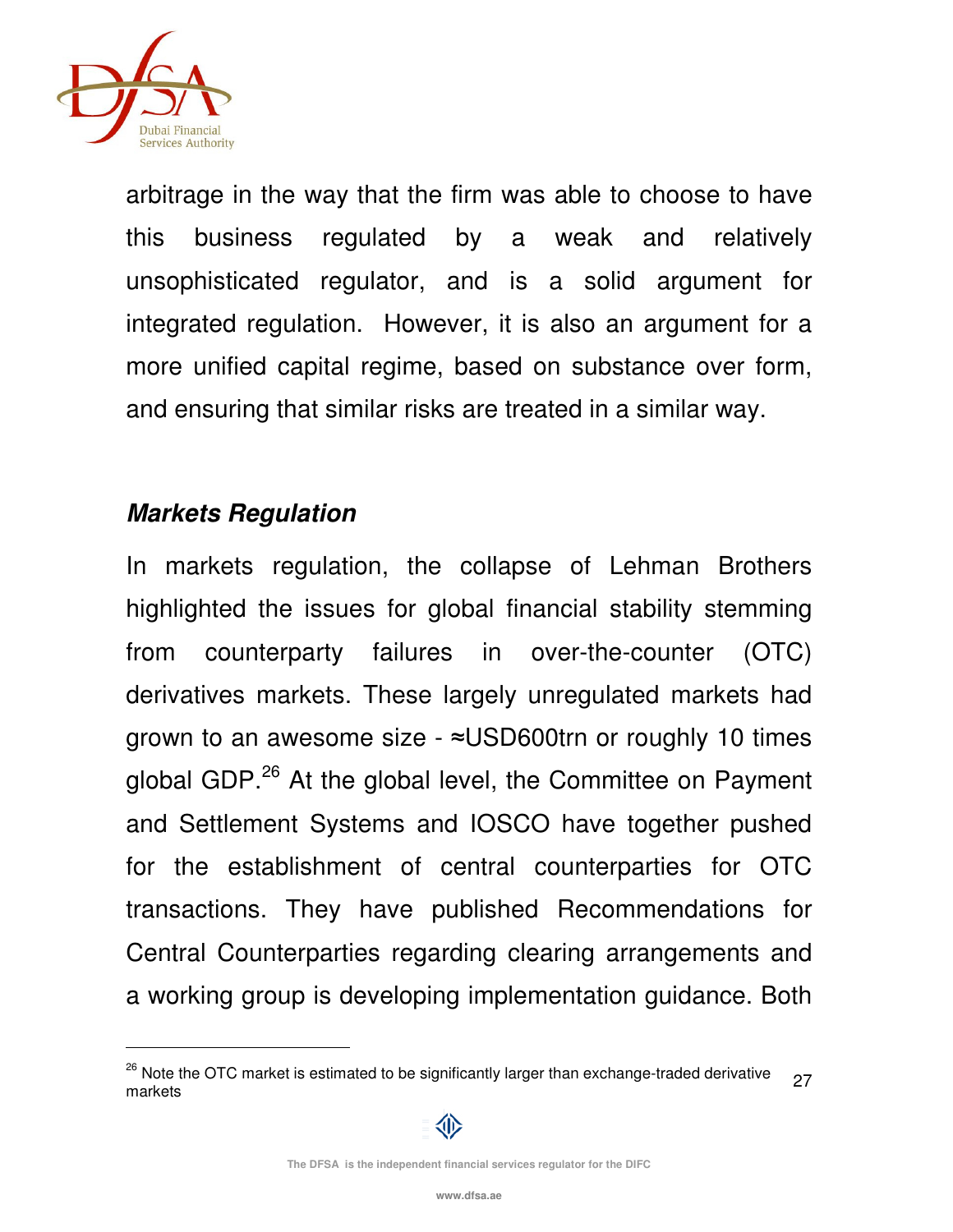arbitrage in the way that the firm was able to choose to have this business regulated by a weak and relatively unsophisticated regulator, and is a solid argument for integrated regulation. However, it is also an argument for a more unified capital regime, based on substance over form, and ensuring that similar risks are treated in a similar way.

***Markets Regulation***

In markets regulation, the collapse of Lehman Brothers highlighted the issues for global financial stability stemming from counterparty failures in over-the-counter (OTC) derivatives markets. These largely unregulated markets had grown to an awesome size - ≈USD600trn or roughly 10 times global GDP.[26] At the global level, the Committee on Payment and Settlement Systems and IOSCO have together pushed for the establishment of central counterparties for OTC transactions. They have published Recommendations for Central Counterparties regarding clearing arrangements and a working group is developing implementation guidance. Both

---

[26] Note the OTC market is estimated to be significantly larger than exchange-traded derivative markets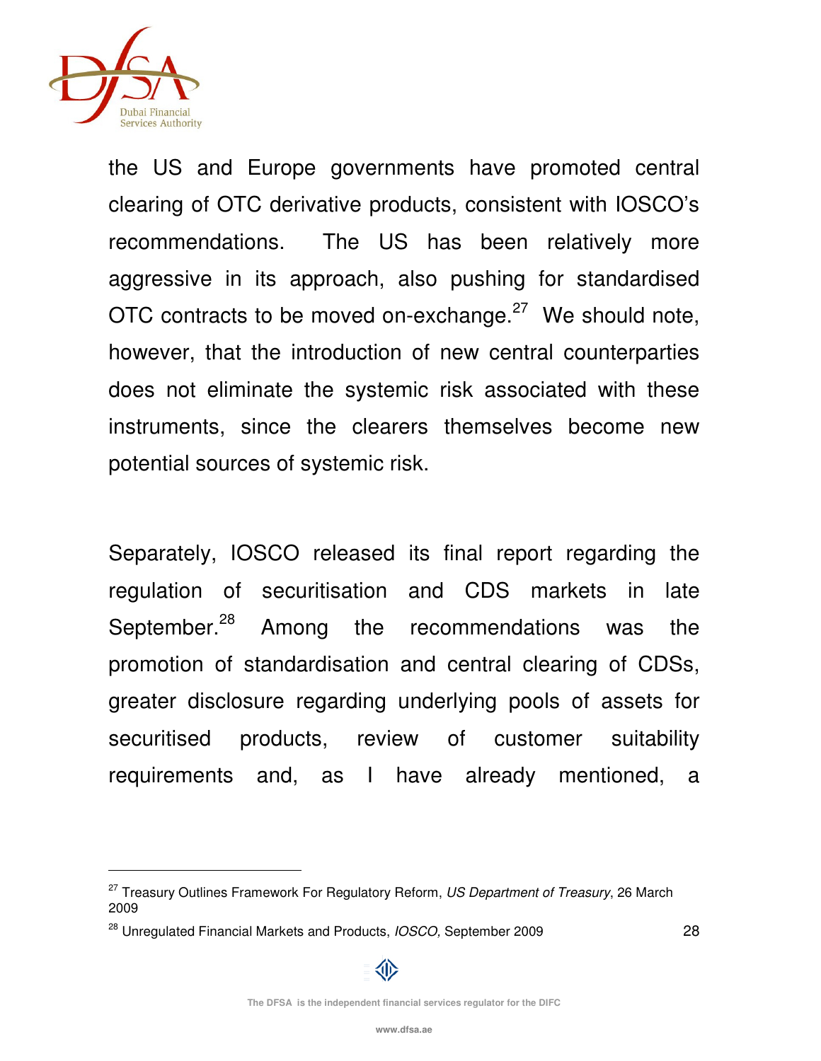the US and Europe governments have promoted central clearing of OTC derivative products, consistent with IOSCO's recommendations. The US has been relatively more aggressive in its approach, also pushing for standardised OTC contracts to be moved on-exchange.[27] We should note, however, that the introduction of new central counterparties does not eliminate the systemic risk associated with these instruments, since the clearers themselves become new potential sources of systemic risk.

Separately, IOSCO released its final report regarding the regulation of securitisation and CDS markets in late September.[28] Among the recommendations was the promotion of standardisation and central clearing of CDSs, greater disclosure regarding underlying pools of assets for securitised products, review of customer suitability requirements and, as I have already mentioned, a

---

[27] Treasury Outlines Framework For Regulatory Reform, *US Department of Treasury*, 26 March 2009

[28] Unregulated Financial Markets and Products, *IOSCO,* September 2009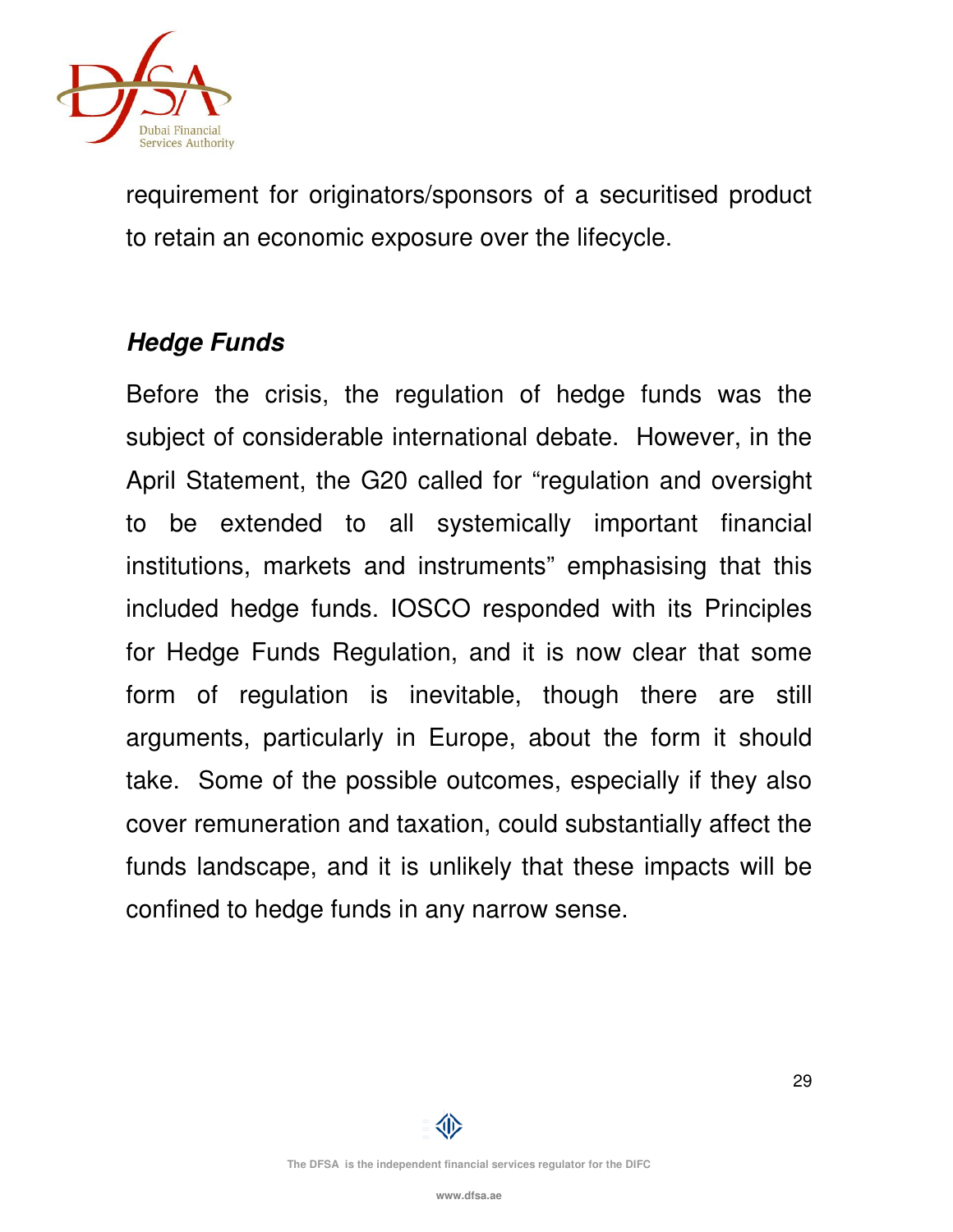requirement for originators/sponsors of a securitised product to retain an economic exposure over the lifecycle.

***Hedge Funds***

Before the crisis, the regulation of hedge funds was the subject of considerable international debate. However, in the April Statement, the G20 called for "regulation and oversight to be extended to all systemically important financial institutions, markets and instruments" emphasising that this included hedge funds. IOSCO responded with its Principles for Hedge Funds Regulation, and it is now clear that some form of regulation is inevitable, though there are still arguments, particularly in Europe, about the form it should take. Some of the possible outcomes, especially if they also cover remuneration and taxation, could substantially affect the funds landscape, and it is unlikely that these impacts will be confined to hedge funds in any narrow sense.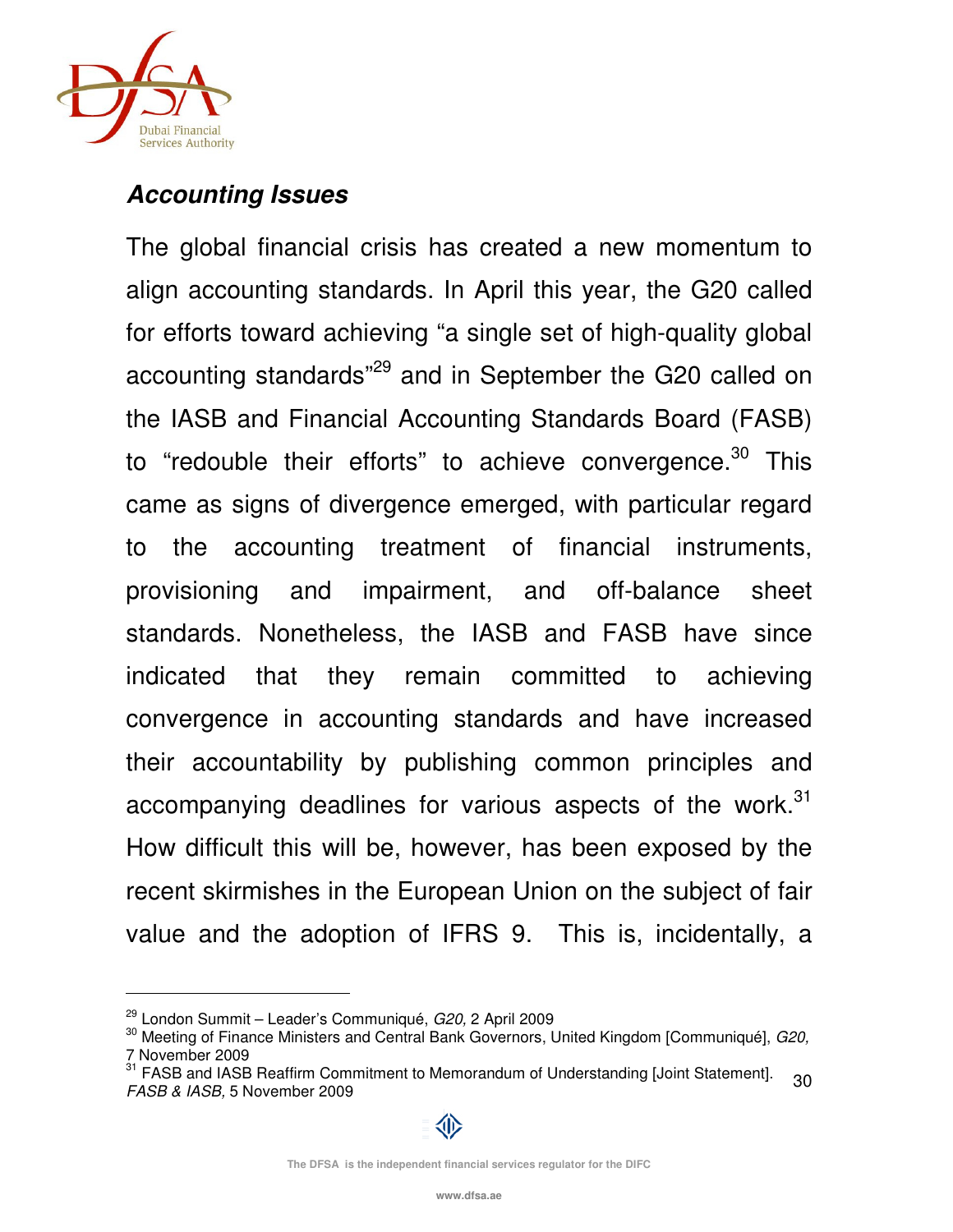***Accounting Issues***

The global financial crisis has created a new momentum to align accounting standards. In April this year, the G20 called for efforts toward achieving "a single set of high-quality global accounting standards"[29] and in September the G20 called on the IASB and Financial Accounting Standards Board (FASB) to "redouble their efforts" to achieve convergence.[30] This came as signs of divergence emerged, with particular regard to the accounting treatment of financial instruments, provisioning and impairment, and off-balance sheet standards. Nonetheless, the IASB and FASB have since indicated that they remain committed to achieving convergence in accounting standards and have increased their accountability by publishing common principles and accompanying deadlines for various aspects of the work.[31] How difficult this will be, however, has been exposed by the recent skirmishes in the European Union on the subject of fair value and the adoption of IFRS 9. This is, incidentally, a

---

[29] London Summit – Leader's Communiqué, *G20,* 2 April 2009

[30] Meeting of Finance Ministers and Central Bank Governors, United Kingdom [Communiqué], *G20,* 7 November 2009

[31] FASB and IASB Reaffirm Commitment to Memorandum of Understanding [Joint Statement]. *FASB & IASB,* 5 November 2009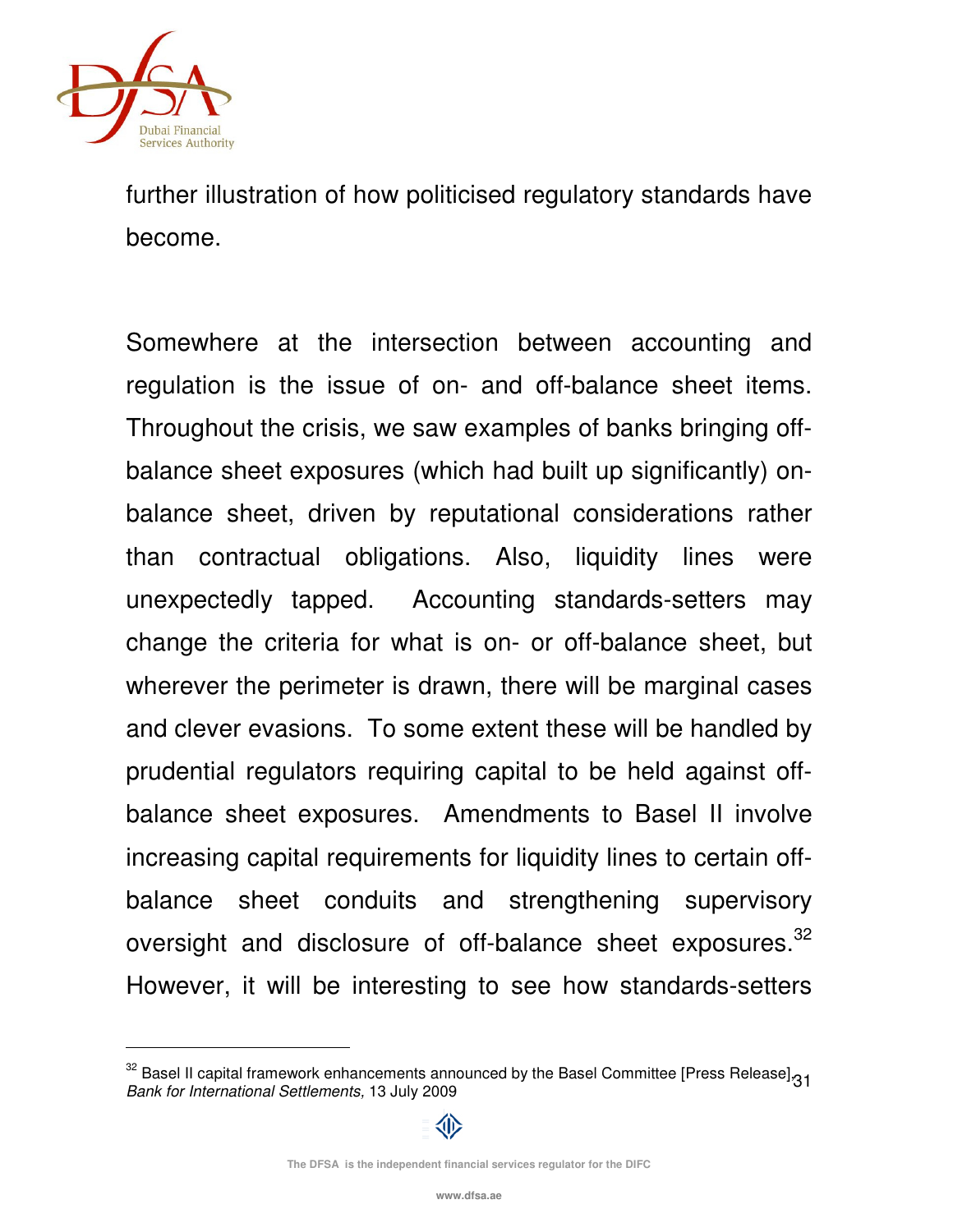further illustration of how politicised regulatory standards have become.

Somewhere at the intersection between accounting and regulation is the issue of on- and off-balance sheet items. Throughout the crisis, we saw examples of banks bringing off-balance sheet exposures (which had built up significantly) on-balance sheet, driven by reputational considerations rather than contractual obligations. Also, liquidity lines were unexpectedly tapped. Accounting standards-setters may change the criteria for what is on- or off-balance sheet, but wherever the perimeter is drawn, there will be marginal cases and clever evasions. To some extent these will be handled by prudential regulators requiring capital to be held against off-balance sheet exposures. Amendments to Basel II involve increasing capital requirements for liquidity lines to certain off-balance sheet conduits and strengthening supervisory oversight and disclosure of off-balance sheet exposures.[32] However, it will be interesting to see how standards-setters

[32] Basel II capital framework enhancements announced by the Basel Committee [Press Release], *Bank for International Settlements,* 13 July 2009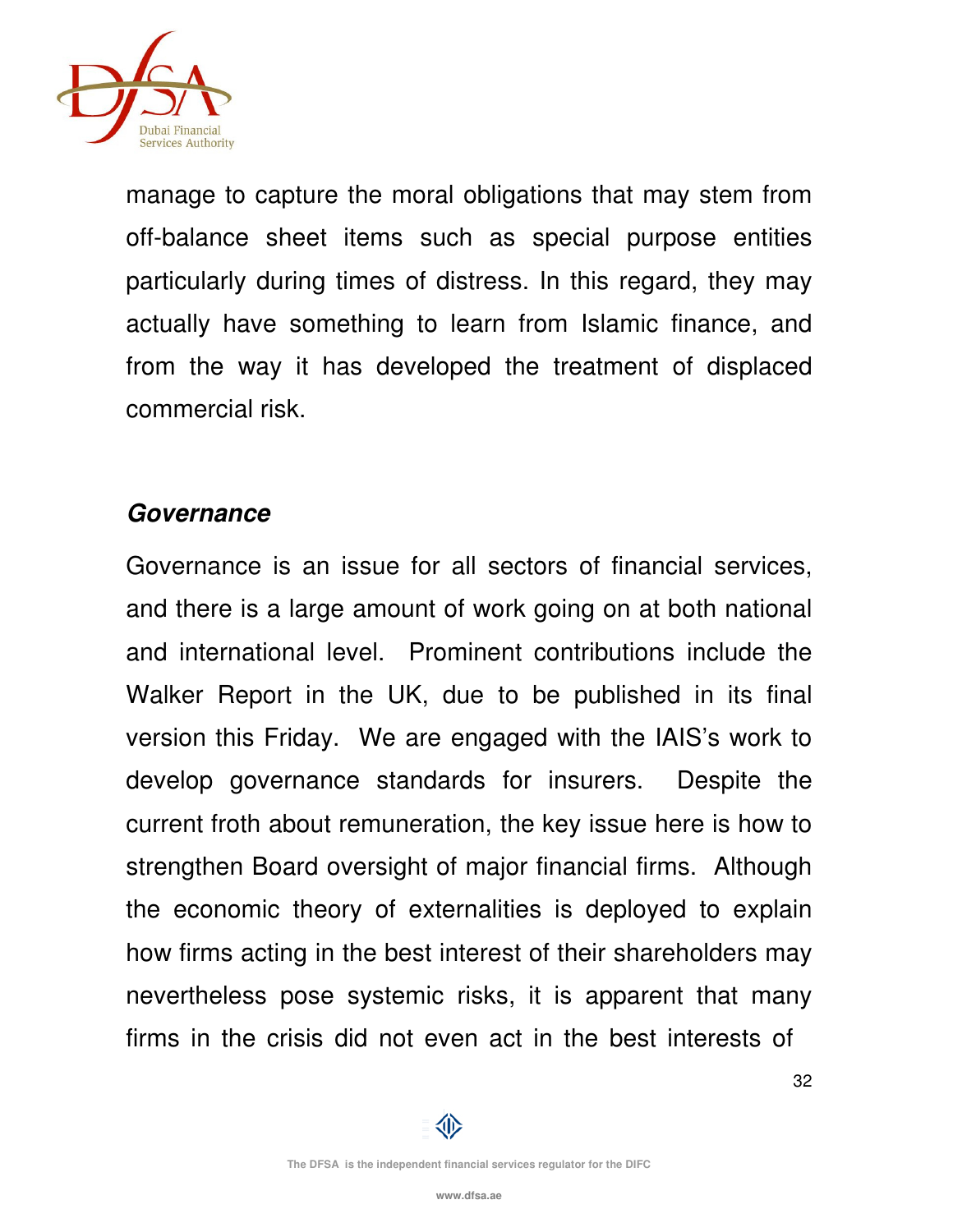manage to capture the moral obligations that may stem from off-balance sheet items such as special purpose entities particularly during times of distress. In this regard, they may actually have something to learn from Islamic finance, and from the way it has developed the treatment of displaced commercial risk.

***Governance***

Governance is an issue for all sectors of financial services, and there is a large amount of work going on at both national and international level. Prominent contributions include the Walker Report in the UK, due to be published in its final version this Friday. We are engaged with the IAIS's work to develop governance standards for insurers. Despite the current froth about remuneration, the key issue here is how to strengthen Board oversight of major financial firms. Although the economic theory of externalities is deployed to explain how firms acting in the best interest of their shareholders may nevertheless pose systemic risks, it is apparent that many firms in the crisis did not even act in the best interests of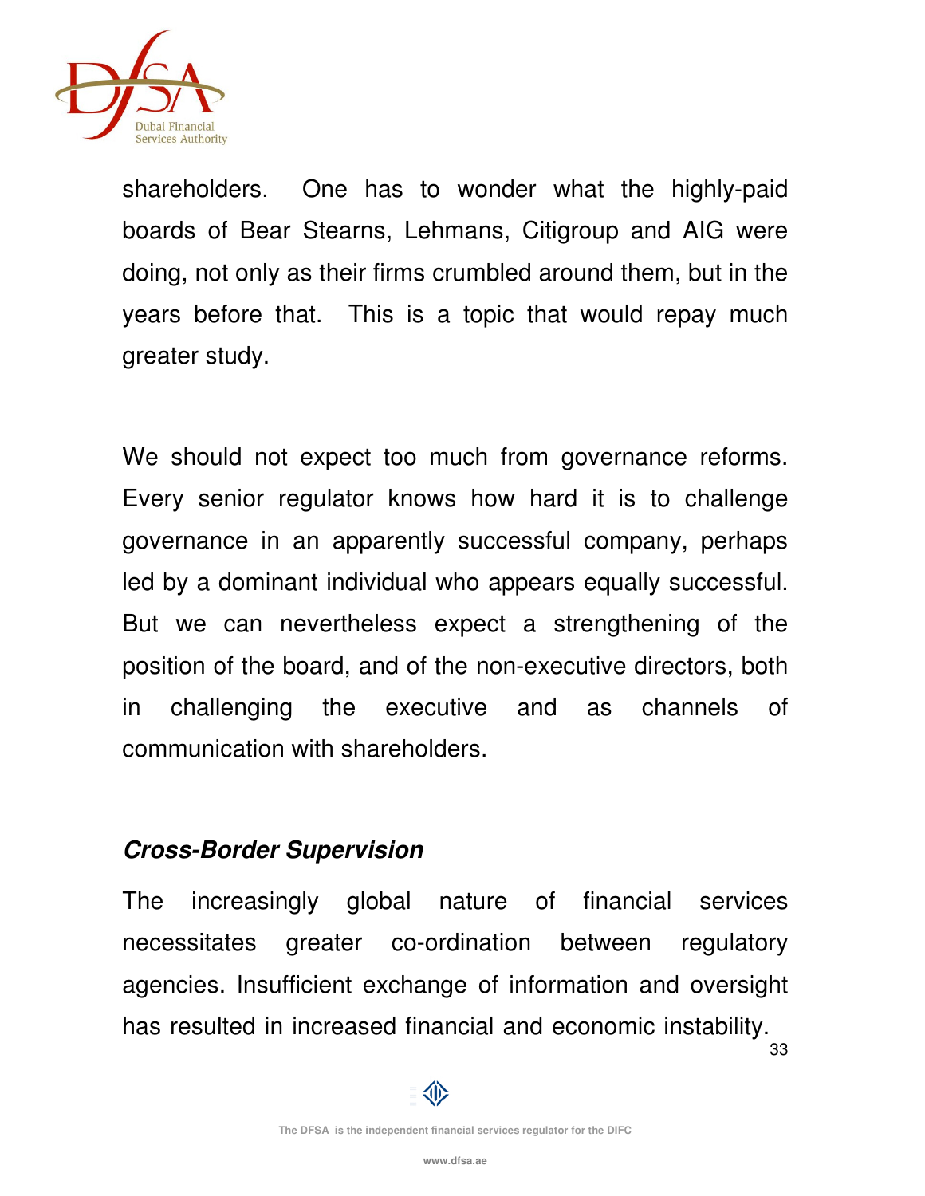shareholders. One has to wonder what the highly-paid boards of Bear Stearns, Lehmans, Citigroup and AIG were doing, not only as their firms crumbled around them, but in the years before that. This is a topic that would repay much greater study.

We should not expect too much from governance reforms. Every senior regulator knows how hard it is to challenge governance in an apparently successful company, perhaps led by a dominant individual who appears equally successful. But we can nevertheless expect a strengthening of the position of the board, and of the non-executive directors, both in challenging the executive and as channels of communication with shareholders.

### *Cross-Border Supervision*

The increasingly global nature of financial services necessitates greater co-ordination between regulatory agencies. Insufficient exchange of information and oversight has resulted in increased financial and economic instability.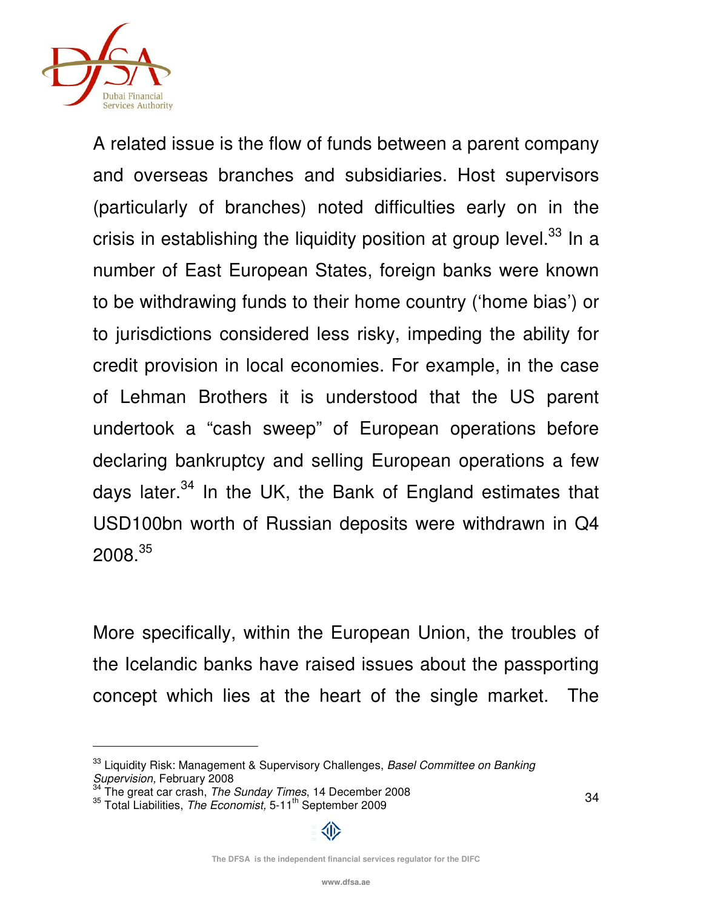A related issue is the flow of funds between a parent company and overseas branches and subsidiaries. Host supervisors (particularly of branches) noted difficulties early on in the crisis in establishing the liquidity position at group level.[33] In a number of East European States, foreign banks were known to be withdrawing funds to their home country ('home bias') or to jurisdictions considered less risky, impeding the ability for credit provision in local economies. For example, in the case of Lehman Brothers it is understood that the US parent undertook a "cash sweep" of European operations before declaring bankruptcy and selling European operations a few days later.[34] In the UK, the Bank of England estimates that USD100bn worth of Russian deposits were withdrawn in Q4 2008.[35]

More specifically, within the European Union, the troubles of the Icelandic banks have raised issues about the passporting concept which lies at the heart of the single market. The

---

[33] Liquidity Risk: Management & Supervisory Challenges, *Basel Committee on Banking Supervision,* February 2008

[34] The great car crash, *The Sunday Times*, 14 December 2008

[35] Total Liabilities, *The Economist,* 5-11th September 2009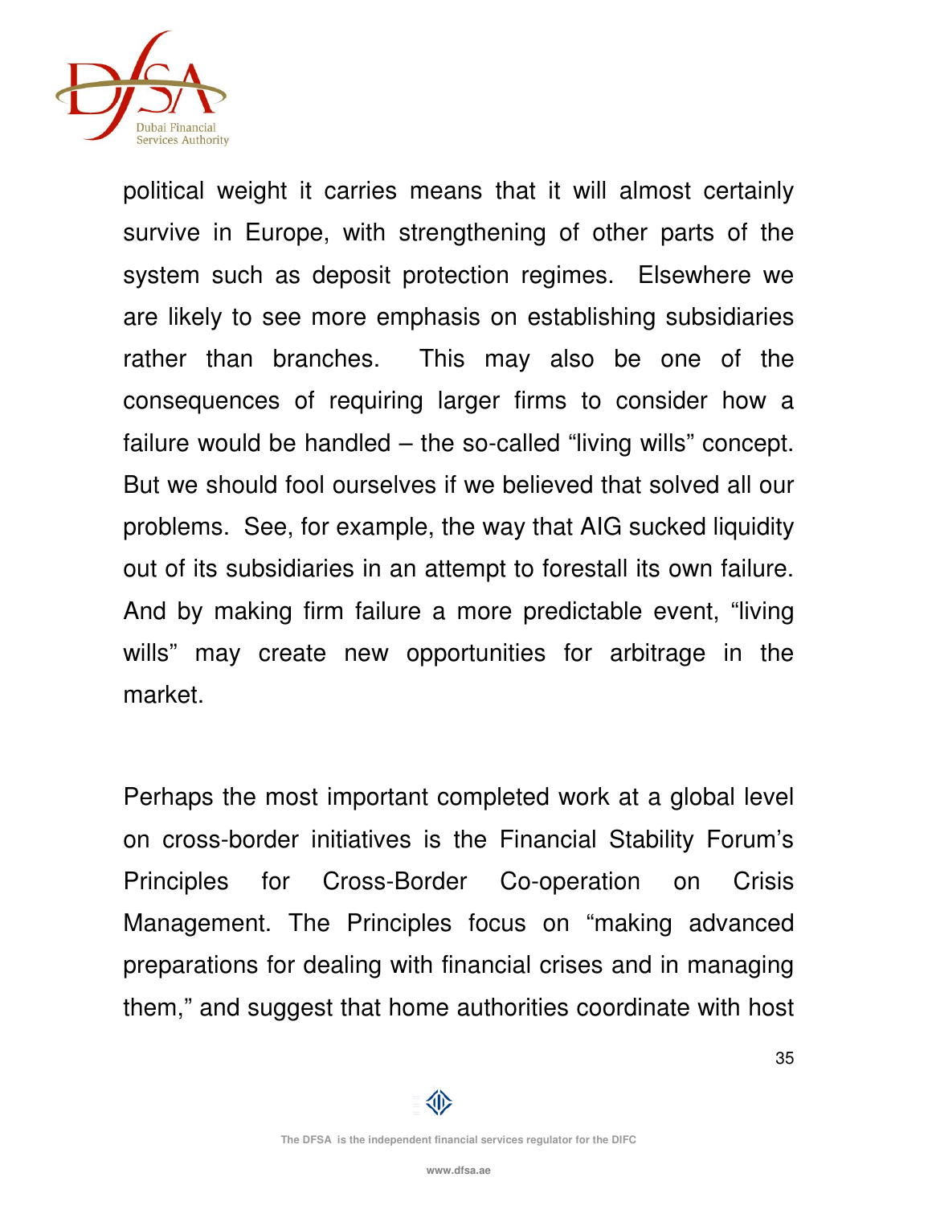political weight it carries means that it will almost certainly survive in Europe, with strengthening of other parts of the system such as deposit protection regimes. Elsewhere we are likely to see more emphasis on establishing subsidiaries rather than branches. This may also be one of the consequences of requiring larger firms to consider how a failure would be handled – the so-called "living wills" concept. But we should fool ourselves if we believed that solved all our problems. See, for example, the way that AIG sucked liquidity out of its subsidiaries in an attempt to forestall its own failure. And by making firm failure a more predictable event, "living wills" may create new opportunities for arbitrage in the market.

Perhaps the most important completed work at a global level on cross-border initiatives is the Financial Stability Forum's Principles for Cross-Border Co-operation on Crisis Management. The Principles focus on "making advanced preparations for dealing with financial crises and in managing them," and suggest that home authorities coordinate with host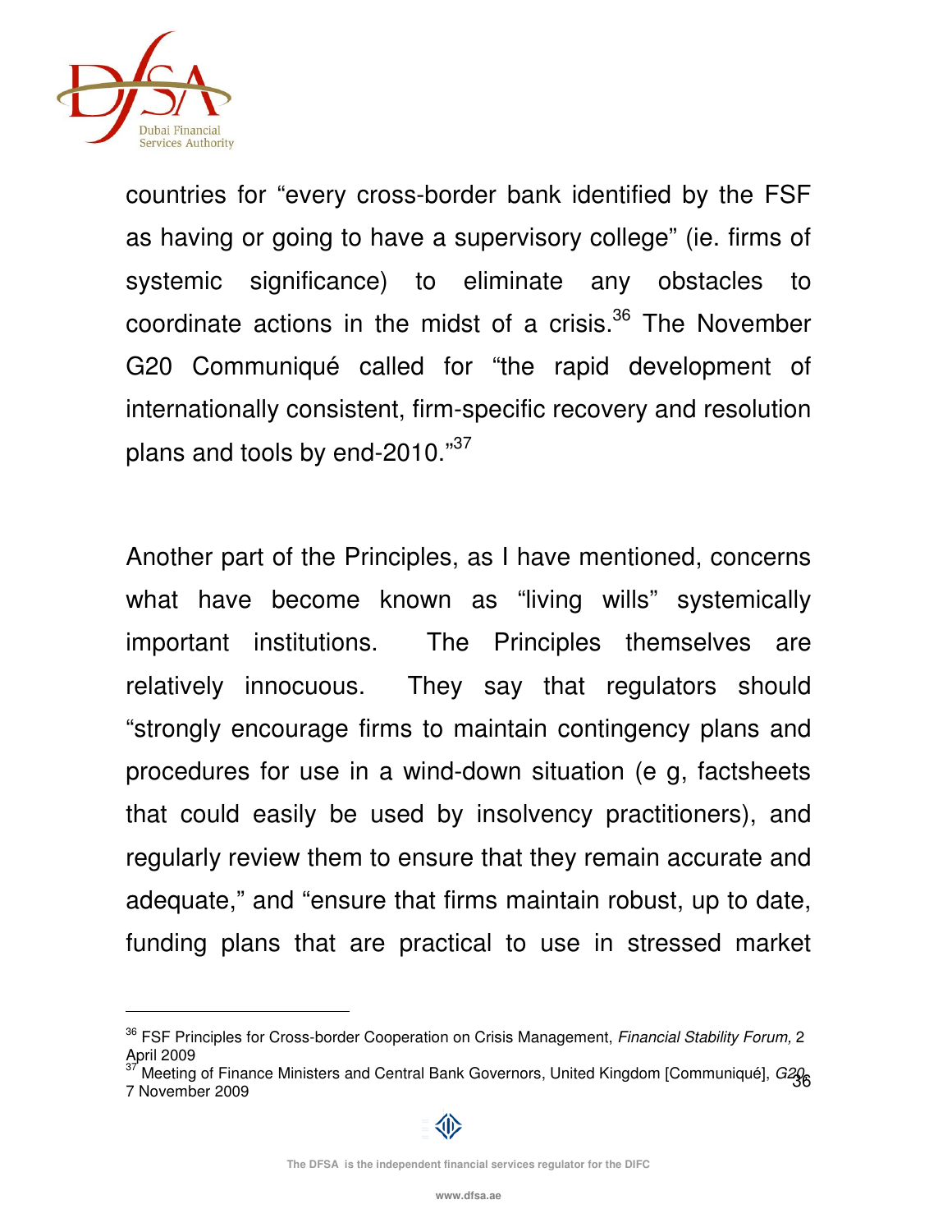countries for "every cross-border bank identified by the FSF as having or going to have a supervisory college" (ie. firms of systemic significance) to eliminate any obstacles to coordinate actions in the midst of a crisis.[36] The November G20 Communiqué called for "the rapid development of internationally consistent, firm-specific recovery and resolution plans and tools by end-2010."[37]

Another part of the Principles, as I have mentioned, concerns what have become known as "living wills" systemically important institutions. The Principles themselves are relatively innocuous. They say that regulators should "strongly encourage firms to maintain contingency plans and procedures for use in a wind-down situation (e g, factsheets that could easily be used by insolvency practitioners), and regularly review them to ensure that they remain accurate and adequate," and "ensure that firms maintain robust, up to date, funding plans that are practical to use in stressed market

---

[36] FSF Principles for Cross-border Cooperation on Crisis Management, *Financial Stability Forum,* 2 April 2009

[37] Meeting of Finance Ministers and Central Bank Governors, United Kingdom [Communiqué], *G20,* 7 November 2009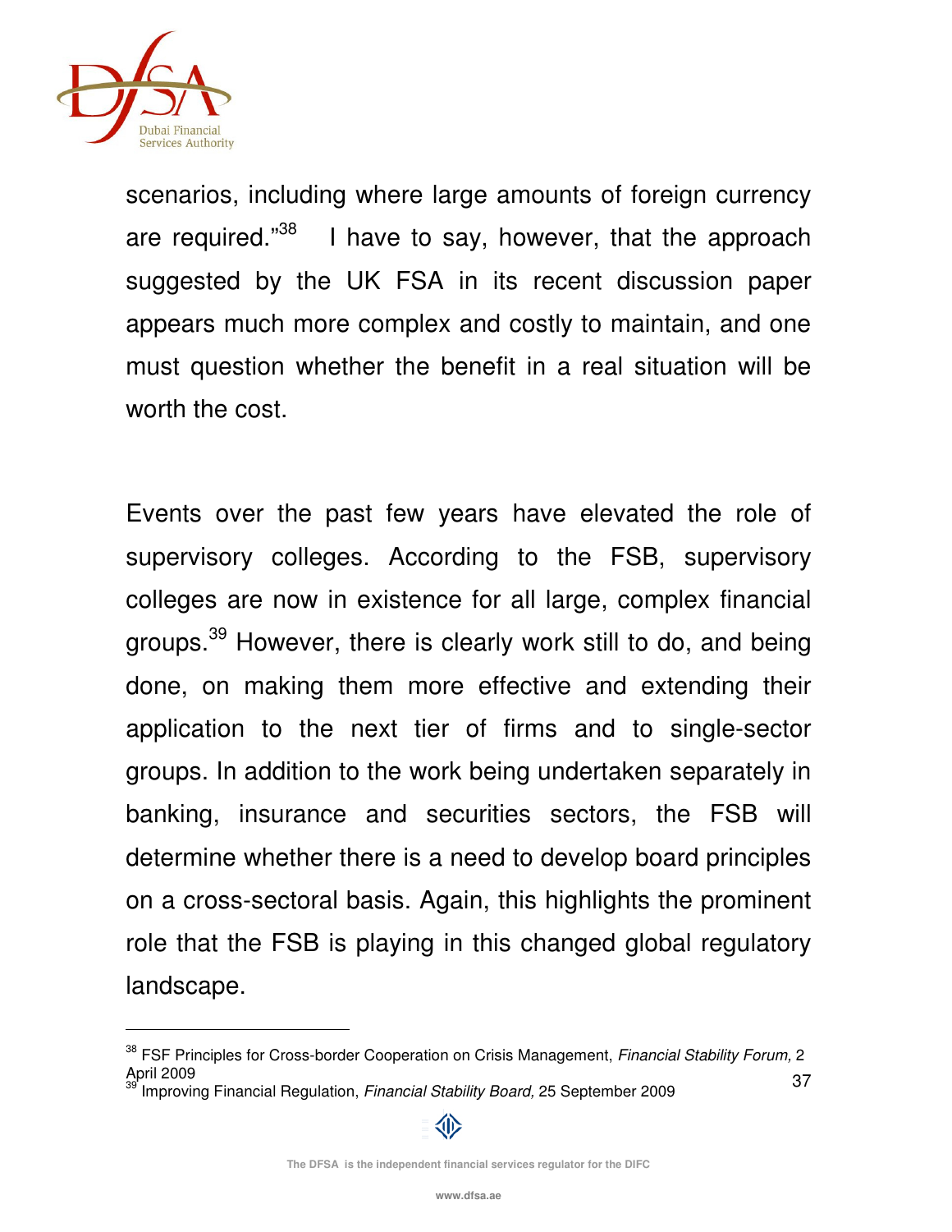scenarios, including where large amounts of foreign currency are required."[38] I have to say, however, that the approach suggested by the UK FSA in its recent discussion paper appears much more complex and costly to maintain, and one must question whether the benefit in a real situation will be worth the cost.

Events over the past few years have elevated the role of supervisory colleges. According to the FSB, supervisory colleges are now in existence for all large, complex financial groups.[39] However, there is clearly work still to do, and being done, on making them more effective and extending their application to the next tier of firms and to single-sector groups. In addition to the work being undertaken separately in banking, insurance and securities sectors, the FSB will determine whether there is a need to develop board principles on a cross-sectoral basis. Again, this highlights the prominent role that the FSB is playing in this changed global regulatory landscape.

---

[38] FSF Principles for Cross-border Cooperation on Crisis Management, *Financial Stability Forum,* 2 April 2009

[39] Improving Financial Regulation, *Financial Stability Board,* 25 September 2009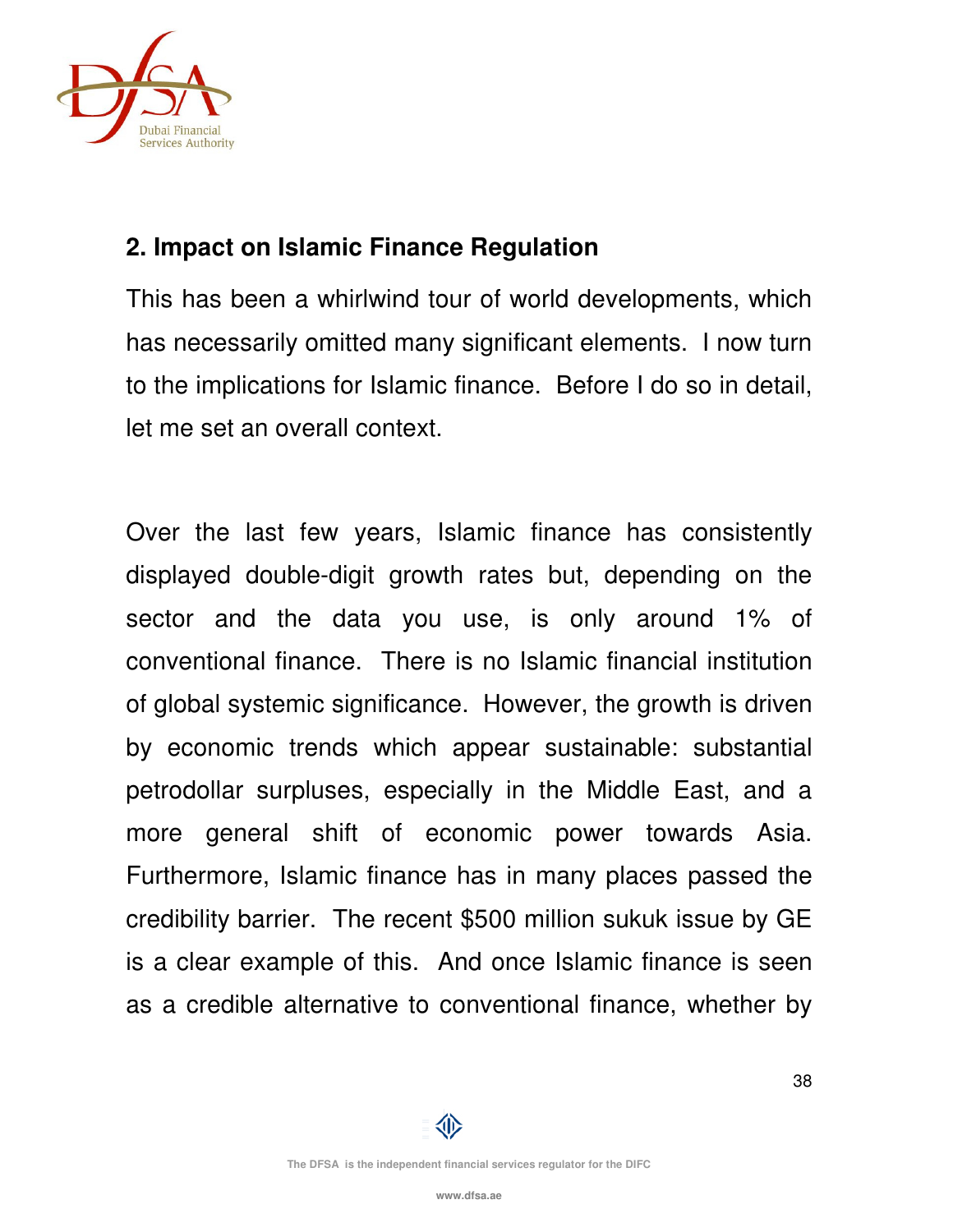## 2. Impact on Islamic Finance Regulation

This has been a whirlwind tour of world developments, which has necessarily omitted many significant elements. I now turn to the implications for Islamic finance. Before I do so in detail, let me set an overall context.

Over the last few years, Islamic finance has consistently displayed double-digit growth rates but, depending on the sector and the data you use, is only around 1% of conventional finance. There is no Islamic financial institution of global systemic significance. However, the growth is driven by economic trends which appear sustainable: substantial petrodollar surpluses, especially in the Middle East, and a more general shift of economic power towards Asia. Furthermore, Islamic finance has in many places passed the credibility barrier. The recent $500 million sukuk issue by GE is a clear example of this. And once Islamic finance is seen as a credible alternative to conventional finance, whether by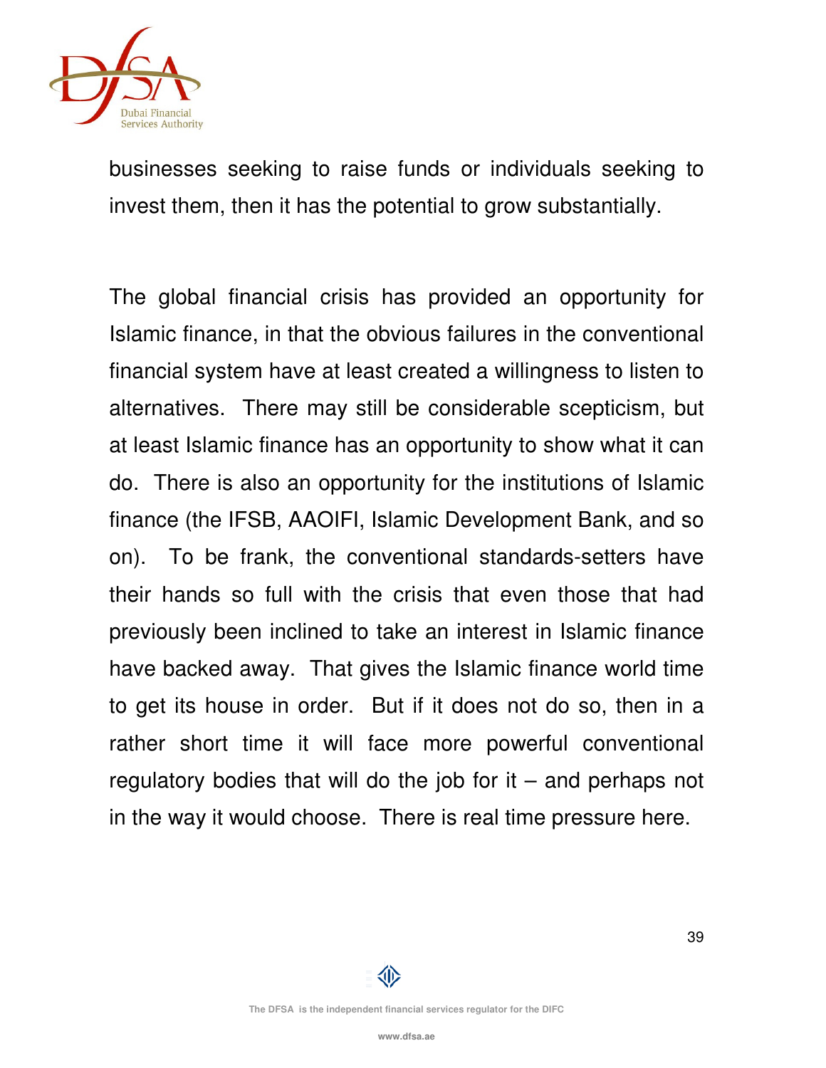businesses seeking to raise funds or individuals seeking to invest them, then it has the potential to grow substantially.

The global financial crisis has provided an opportunity for Islamic finance, in that the obvious failures in the conventional financial system have at least created a willingness to listen to alternatives. There may still be considerable scepticism, but at least Islamic finance has an opportunity to show what it can do. There is also an opportunity for the institutions of Islamic finance (the IFSB, AAOIFI, Islamic Development Bank, and so on). To be frank, the conventional standards-setters have their hands so full with the crisis that even those that had previously been inclined to take an interest in Islamic finance have backed away. That gives the Islamic finance world time to get its house in order. But if it does not do so, then in a rather short time it will face more powerful conventional regulatory bodies that will do the job for it – and perhaps not in the way it would choose. There is real time pressure here.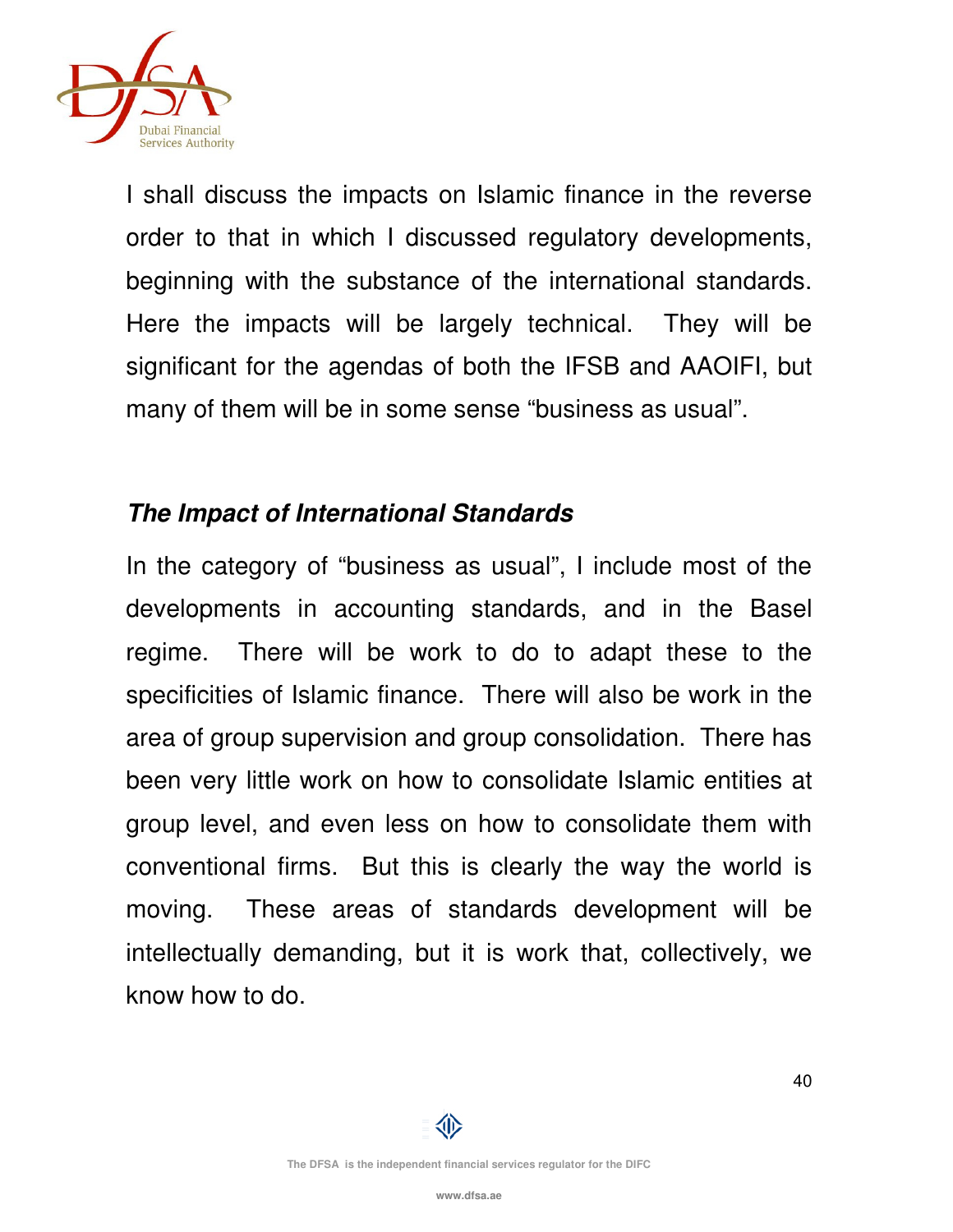I shall discuss the impacts on Islamic finance in the reverse order to that in which I discussed regulatory developments, beginning with the substance of the international standards. Here the impacts will be largely technical. They will be significant for the agendas of both the IFSB and AAOIFI, but many of them will be in some sense "business as usual".

***The Impact of International Standards***

In the category of "business as usual", I include most of the developments in accounting standards, and in the Basel regime. There will be work to do to adapt these to the specificities of Islamic finance. There will also be work in the area of group supervision and group consolidation. There has been very little work on how to consolidate Islamic entities at group level, and even less on how to consolidate them with conventional firms. But this is clearly the way the world is moving. These areas of standards development will be intellectually demanding, but it is work that, collectively, we know how to do.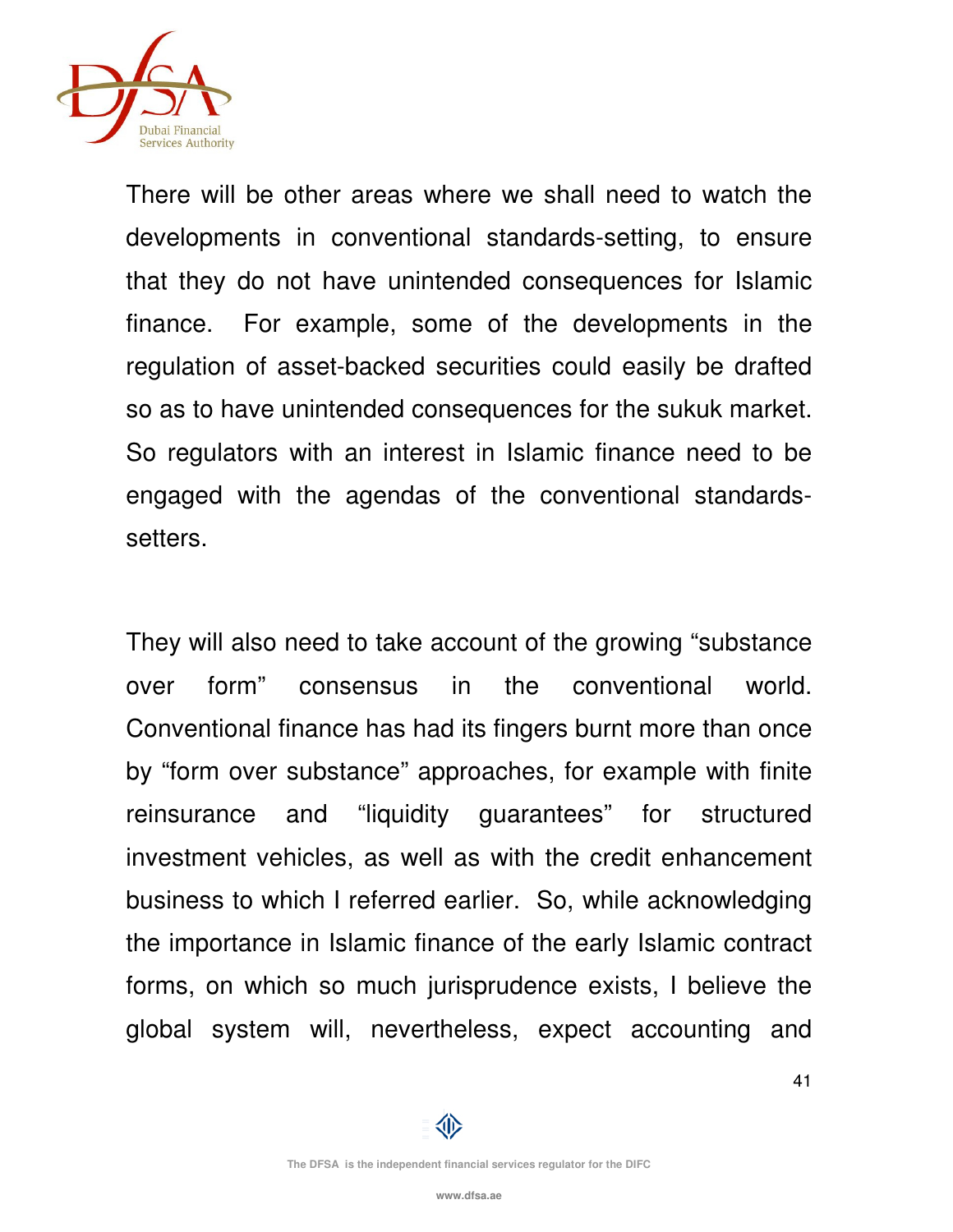There will be other areas where we shall need to watch the developments in conventional standards-setting, to ensure that they do not have unintended consequences for Islamic finance. For example, some of the developments in the regulation of asset-backed securities could easily be drafted so as to have unintended consequences for the sukuk market. So regulators with an interest in Islamic finance need to be engaged with the agendas of the conventional standards-setters.

They will also need to take account of the growing "substance over form" consensus in the conventional world. Conventional finance has had its fingers burnt more than once by "form over substance" approaches, for example with finite reinsurance and "liquidity guarantees" for structured investment vehicles, as well as with the credit enhancement business to which I referred earlier. So, while acknowledging the importance in Islamic finance of the early Islamic contract forms, on which so much jurisprudence exists, I believe the global system will, nevertheless, expect accounting and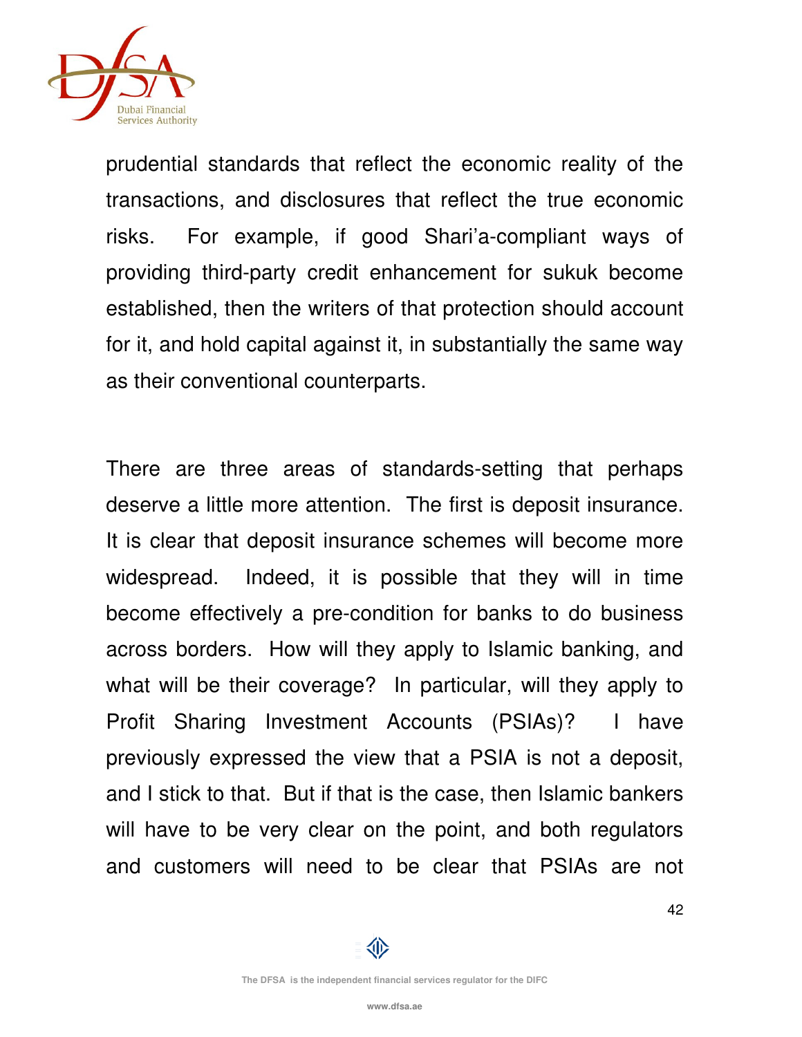prudential standards that reflect the economic reality of the transactions, and disclosures that reflect the true economic risks. For example, if good Shari'a-compliant ways of providing third-party credit enhancement for sukuk become established, then the writers of that protection should account for it, and hold capital against it, in substantially the same way as their conventional counterparts.

There are three areas of standards-setting that perhaps deserve a little more attention. The first is deposit insurance. It is clear that deposit insurance schemes will become more widespread. Indeed, it is possible that they will in time become effectively a pre-condition for banks to do business across borders. How will they apply to Islamic banking, and what will be their coverage? In particular, will they apply to Profit Sharing Investment Accounts (PSIAs)? I have previously expressed the view that a PSIA is not a deposit, and I stick to that. But if that is the case, then Islamic bankers will have to be very clear on the point, and both regulators and customers will need to be clear that PSIAs are not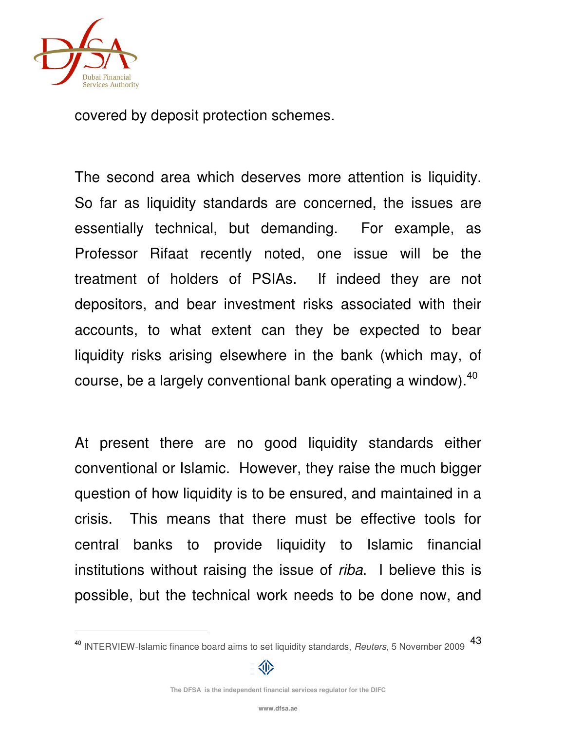covered by deposit protection schemes.

The second area which deserves more attention is liquidity. So far as liquidity standards are concerned, the issues are essentially technical, but demanding. For example, as Professor Rifaat recently noted, one issue will be the treatment of holders of PSIAs. If indeed they are not depositors, and bear investment risks associated with their accounts, to what extent can they be expected to bear liquidity risks arising elsewhere in the bank (which may, of course, be a largely conventional bank operating a window).[40]

At present there are no good liquidity standards either conventional or Islamic. However, they raise the much bigger question of how liquidity is to be ensured, and maintained in a crisis. This means that there must be effective tools for central banks to provide liquidity to Islamic financial institutions without raising the issue of *riba*. I believe this is possible, but the technical work needs to be done now, and

---

[40] INTERVIEW-Islamic finance board aims to set liquidity standards, *Reuters,* 5 November 2009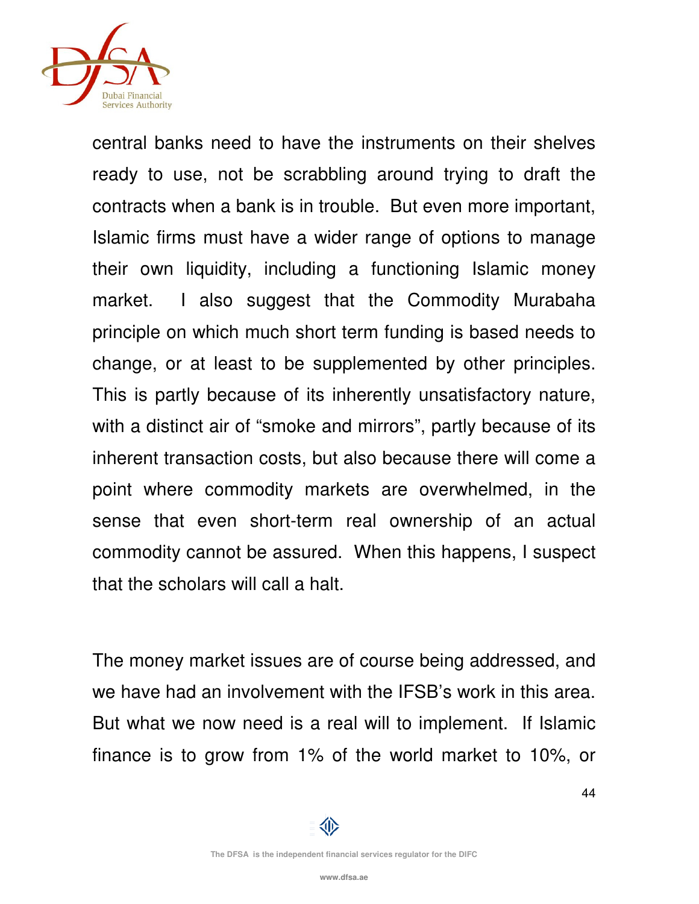central banks need to have the instruments on their shelves ready to use, not be scrabbling around trying to draft the contracts when a bank is in trouble. But even more important, Islamic firms must have a wider range of options to manage their own liquidity, including a functioning Islamic money market. I also suggest that the Commodity Murabaha principle on which much short term funding is based needs to change, or at least to be supplemented by other principles. This is partly because of its inherently unsatisfactory nature, with a distinct air of "smoke and mirrors", partly because of its inherent transaction costs, but also because there will come a point where commodity markets are overwhelmed, in the sense that even short-term real ownership of an actual commodity cannot be assured. When this happens, I suspect that the scholars will call a halt.

The money market issues are of course being addressed, and we have had an involvement with the IFSB's work in this area. But what we now need is a real will to implement. If Islamic finance is to grow from 1% of the world market to 10%, or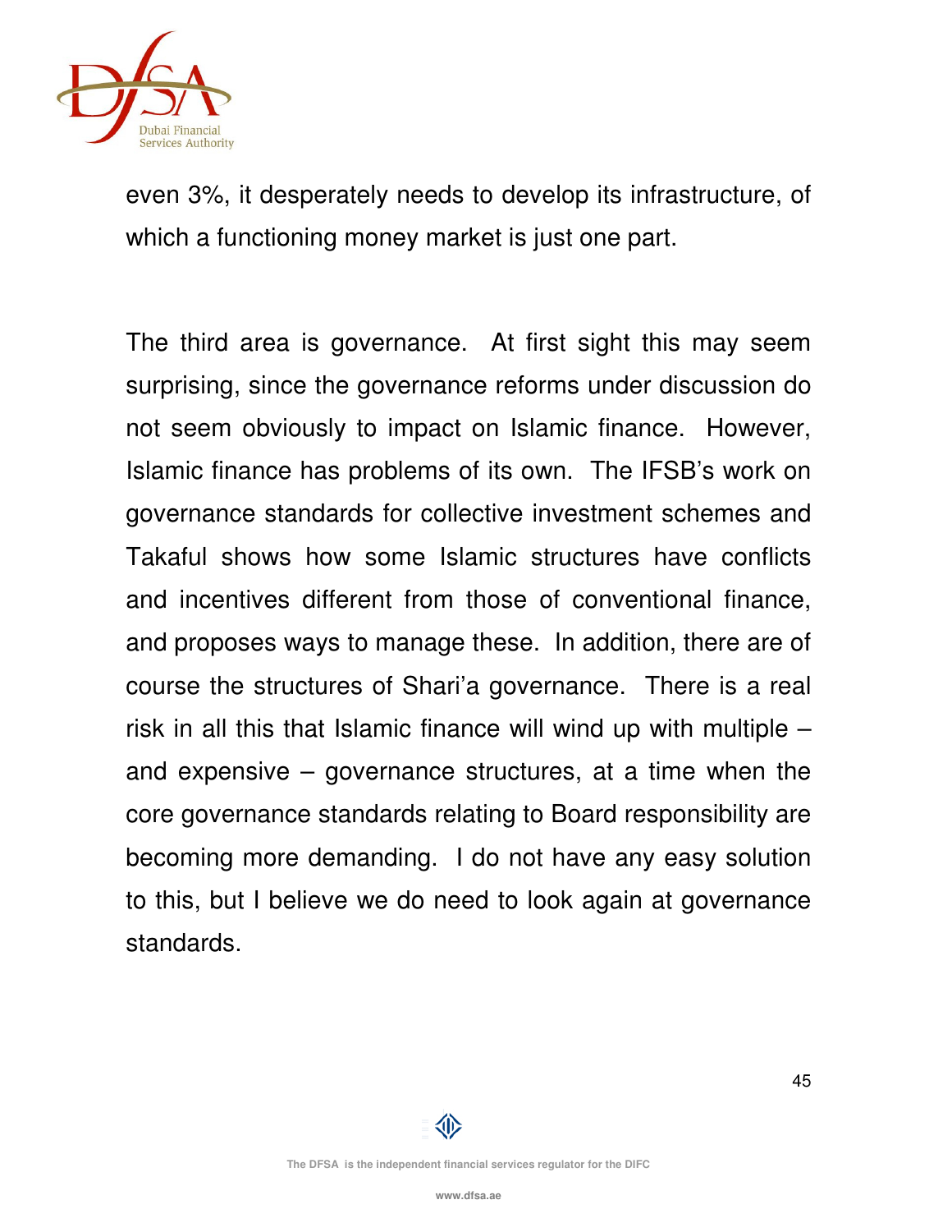even 3%, it desperately needs to develop its infrastructure, of which a functioning money market is just one part.

The third area is governance. At first sight this may seem surprising, since the governance reforms under discussion do not seem obviously to impact on Islamic finance. However, Islamic finance has problems of its own. The IFSB's work on governance standards for collective investment schemes and Takaful shows how some Islamic structures have conflicts and incentives different from those of conventional finance, and proposes ways to manage these. In addition, there are of course the structures of Shari'a governance. There is a real risk in all this that Islamic finance will wind up with multiple – and expensive – governance structures, at a time when the core governance standards relating to Board responsibility are becoming more demanding. I do not have any easy solution to this, but I believe we do need to look again at governance standards.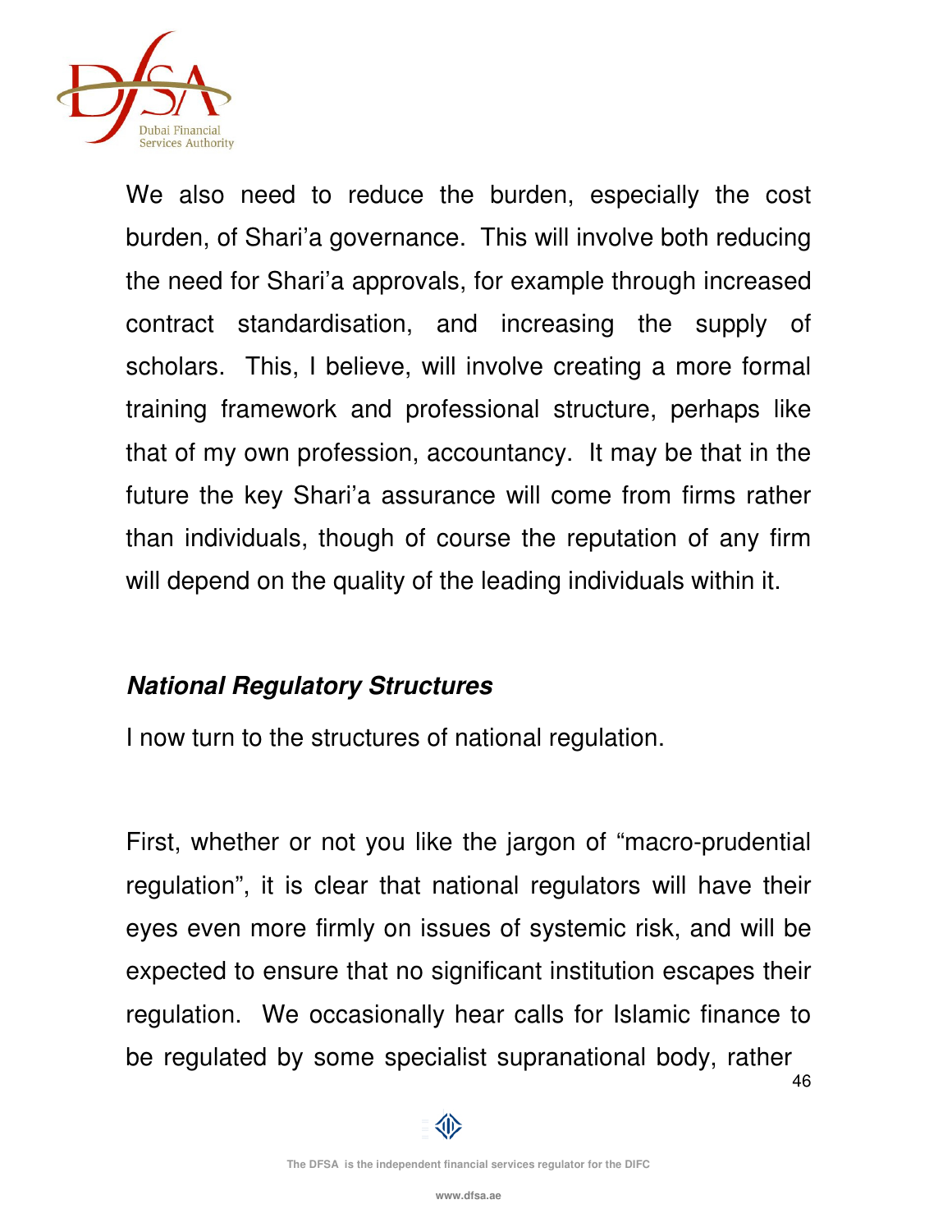We also need to reduce the burden, especially the cost burden, of Shari'a governance. This will involve both reducing the need for Shari'a approvals, for example through increased contract standardisation, and increasing the supply of scholars. This, I believe, will involve creating a more formal training framework and professional structure, perhaps like that of my own profession, accountancy. It may be that in the future the key Shari'a assurance will come from firms rather than individuals, though of course the reputation of any firm will depend on the quality of the leading individuals within it.

***National Regulatory Structures***

I now turn to the structures of national regulation.

First, whether or not you like the jargon of "macro-prudential regulation", it is clear that national regulators will have their eyes even more firmly on issues of systemic risk, and will be expected to ensure that no significant institution escapes their regulation. We occasionally hear calls for Islamic finance to be regulated by some specialist supranational body, rather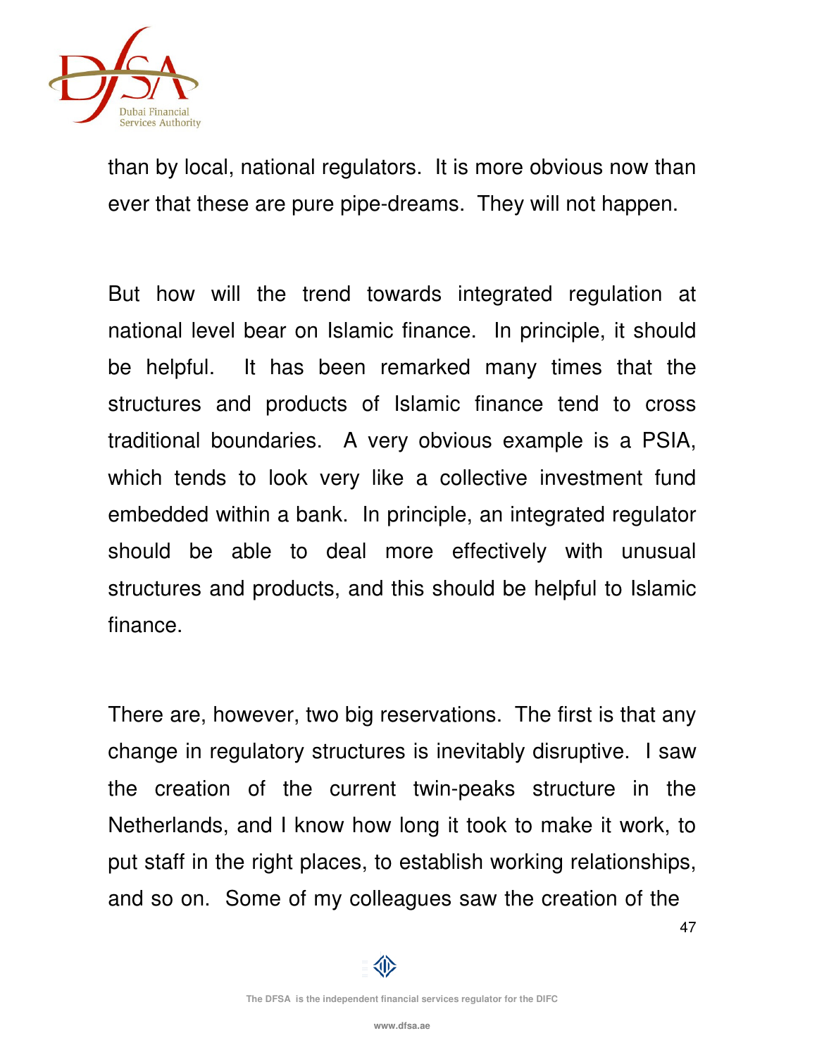than by local, national regulators. It is more obvious now than ever that these are pure pipe-dreams. They will not happen.

But how will the trend towards integrated regulation at national level bear on Islamic finance. In principle, it should be helpful. It has been remarked many times that the structures and products of Islamic finance tend to cross traditional boundaries. A very obvious example is a PSIA, which tends to look very like a collective investment fund embedded within a bank. In principle, an integrated regulator should be able to deal more effectively with unusual structures and products, and this should be helpful to Islamic finance.

There are, however, two big reservations. The first is that any change in regulatory structures is inevitably disruptive. I saw the creation of the current twin-peaks structure in the Netherlands, and I know how long it took to make it work, to put staff in the right places, to establish working relationships, and so on. Some of my colleagues saw the creation of the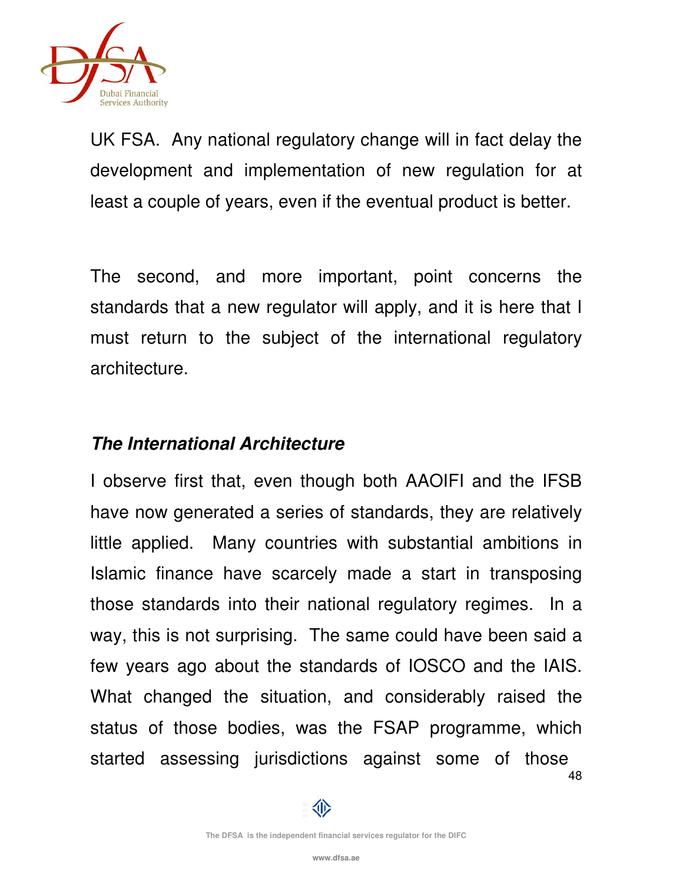UK FSA. Any national regulatory change will in fact delay the development and implementation of new regulation for at least a couple of years, even if the eventual product is better.

The second, and more important, point concerns the standards that a new regulator will apply, and it is here that I must return to the subject of the international regulatory architecture.

### *The International Architecture*

I observe first that, even though both AAOIFI and the IFSB have now generated a series of standards, they are relatively little applied. Many countries with substantial ambitions in Islamic finance have scarcely made a start in transposing those standards into their national regulatory regimes. In a way, this is not surprising. The same could have been said a few years ago about the standards of IOSCO and the IAIS. What changed the situation, and considerably raised the status of those bodies, was the FSAP programme, which started assessing jurisdictions against some of those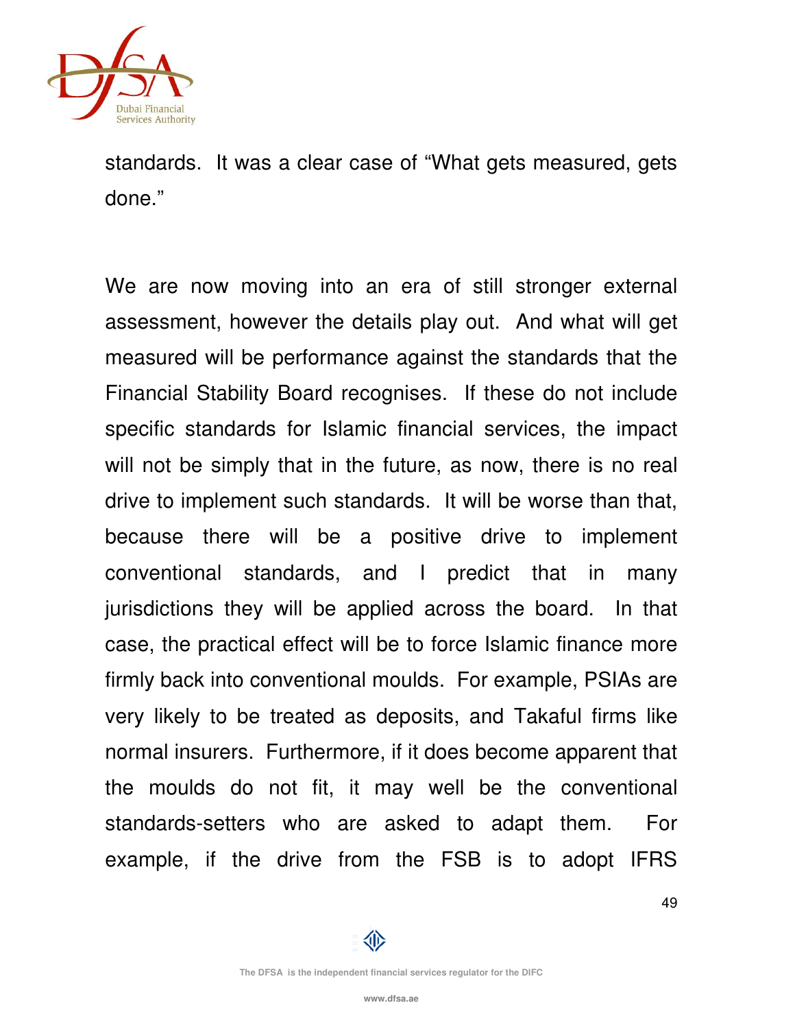standards. It was a clear case of "What gets measured, gets done."

We are now moving into an era of still stronger external assessment, however the details play out. And what will get measured will be performance against the standards that the Financial Stability Board recognises. If these do not include specific standards for Islamic financial services, the impact will not be simply that in the future, as now, there is no real drive to implement such standards. It will be worse than that, because there will be a positive drive to implement conventional standards, and I predict that in many jurisdictions they will be applied across the board. In that case, the practical effect will be to force Islamic finance more firmly back into conventional moulds. For example, PSIAs are very likely to be treated as deposits, and Takaful firms like normal insurers. Furthermore, if it does become apparent that the moulds do not fit, it may well be the conventional standards-setters who are asked to adapt them. For example, if the drive from the FSB is to adopt IFRS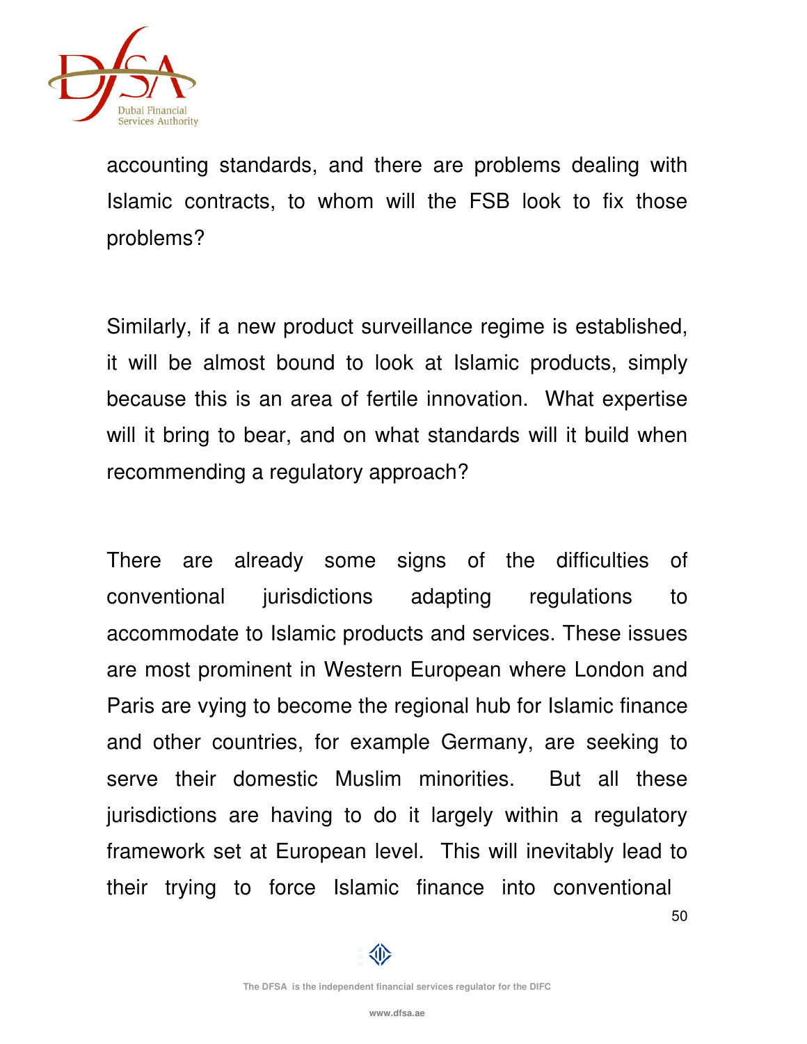accounting standards, and there are problems dealing with Islamic contracts, to whom will the FSB look to fix those problems?

Similarly, if a new product surveillance regime is established, it will be almost bound to look at Islamic products, simply because this is an area of fertile innovation. What expertise will it bring to bear, and on what standards will it build when recommending a regulatory approach?

There are already some signs of the difficulties of conventional jurisdictions adapting regulations to accommodate to Islamic products and services. These issues are most prominent in Western European where London and Paris are vying to become the regional hub for Islamic finance and other countries, for example Germany, are seeking to serve their domestic Muslim minorities. But all these jurisdictions are having to do it largely within a regulatory framework set at European level. This will inevitably lead to their trying to force Islamic finance into conventional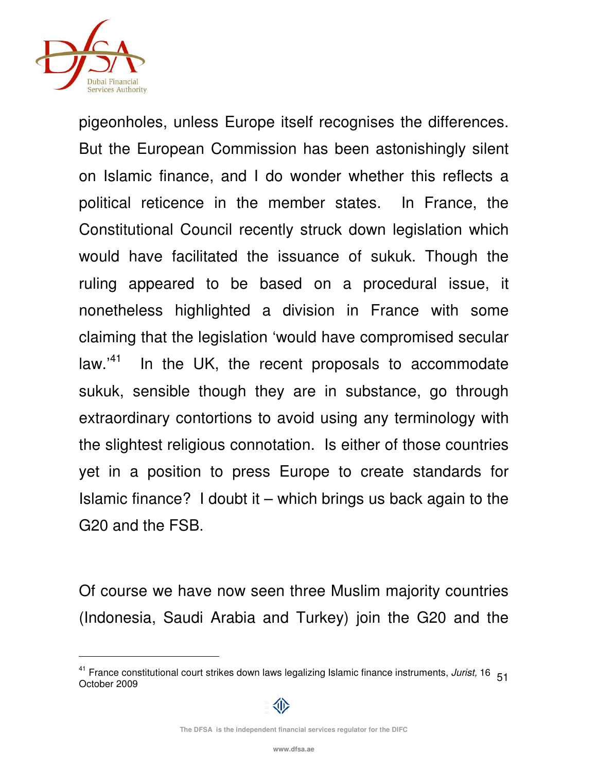pigeonholes, unless Europe itself recognises the differences. But the European Commission has been astonishingly silent on Islamic finance, and I do wonder whether this reflects a political reticence in the member states. In France, the Constitutional Council recently struck down legislation which would have facilitated the issuance of sukuk. Though the ruling appeared to be based on a procedural issue, it nonetheless highlighted a division in France with some claiming that the legislation 'would have compromised secular law.'[41] In the UK, the recent proposals to accommodate sukuk, sensible though they are in substance, go through extraordinary contortions to avoid using any terminology with the slightest religious connotation. Is either of those countries yet in a position to press Europe to create standards for Islamic finance? I doubt it – which brings us back again to the G20 and the FSB.

Of course we have now seen three Muslim majority countries (Indonesia, Saudi Arabia and Turkey) join the G20 and the

---

[41] France constitutional court strikes down laws legalizing Islamic finance instruments, *Jurist,* 16 October 2009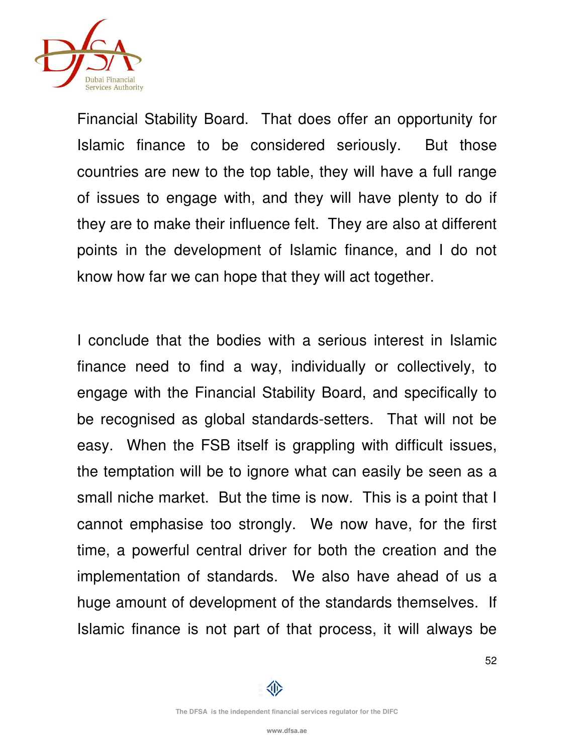Financial Stability Board. That does offer an opportunity for Islamic finance to be considered seriously. But those countries are new to the top table, they will have a full range of issues to engage with, and they will have plenty to do if they are to make their influence felt. They are also at different points in the development of Islamic finance, and I do not know how far we can hope that they will act together.

I conclude that the bodies with a serious interest in Islamic finance need to find a way, individually or collectively, to engage with the Financial Stability Board, and specifically to be recognised as global standards-setters. That will not be easy. When the FSB itself is grappling with difficult issues, the temptation will be to ignore what can easily be seen as a small niche market. But the time is now. This is a point that I cannot emphasise too strongly. We now have, for the first time, a powerful central driver for both the creation and the implementation of standards. We also have ahead of us a huge amount of development of the standards themselves. If Islamic finance is not part of that process, it will always be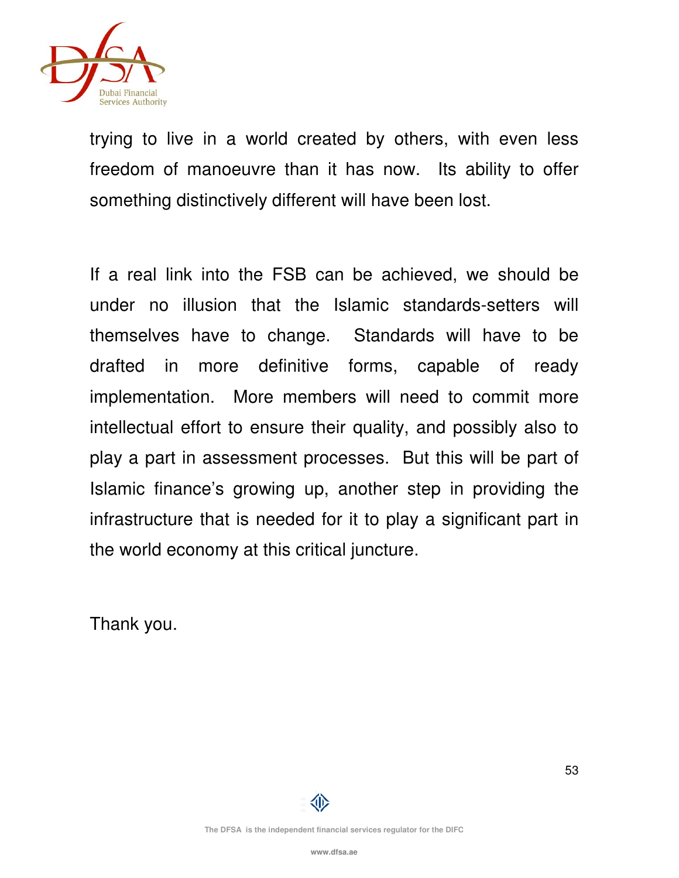trying to live in a world created by others, with even less freedom of manoeuvre than it has now. Its ability to offer something distinctively different will have been lost.

If a real link into the FSB can be achieved, we should be under no illusion that the Islamic standards-setters will themselves have to change. Standards will have to be drafted in more definitive forms, capable of ready implementation. More members will need to commit more intellectual effort to ensure their quality, and possibly also to play a part in assessment processes. But this will be part of Islamic finance's growing up, another step in providing the infrastructure that is needed for it to play a significant part in the world economy at this critical juncture.

Thank you.